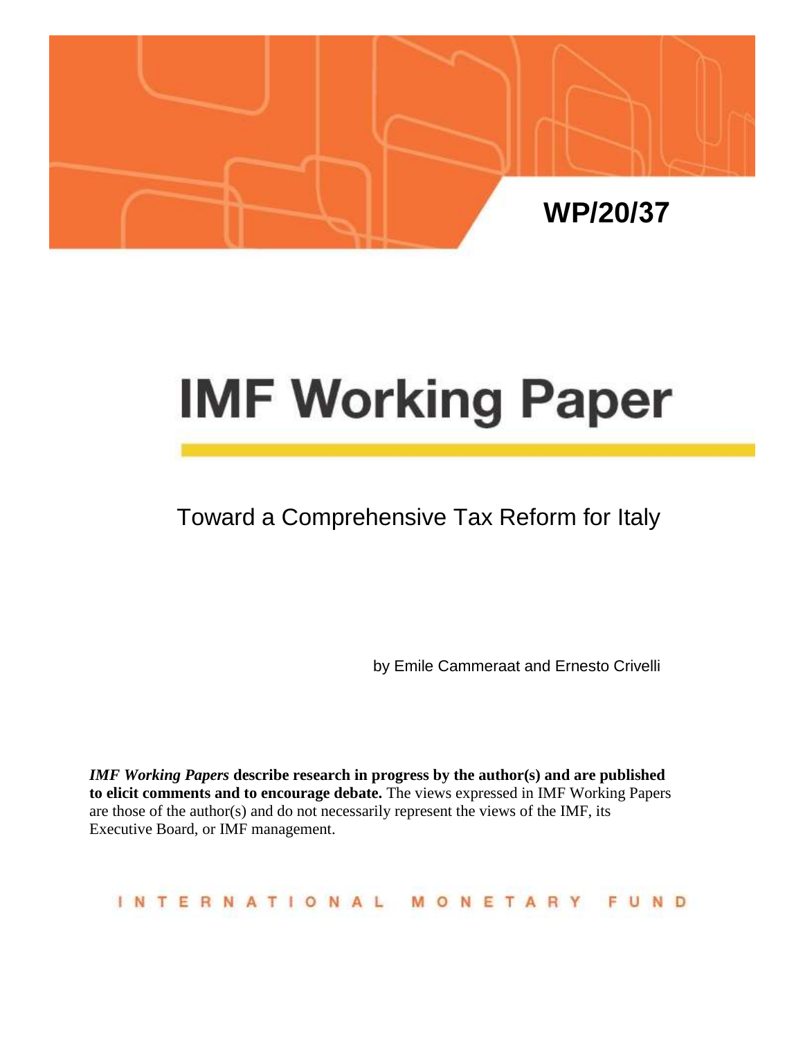WP/20/37

# IMF Working Paper

## Toward a Comprehensive Tax Reform for Italy

by Emile Cammeraat and Ernesto Crivelli

***IMF Working Papers*** **describe research in progress by the author(s) and are published to elicit comments and to encourage debate.** The views expressed in IMF Working Papers are those of the author(s) and do not necessarily represent the views of the IMF, its Executive Board, or IMF management.

INTERNATIONAL MONETARY FUND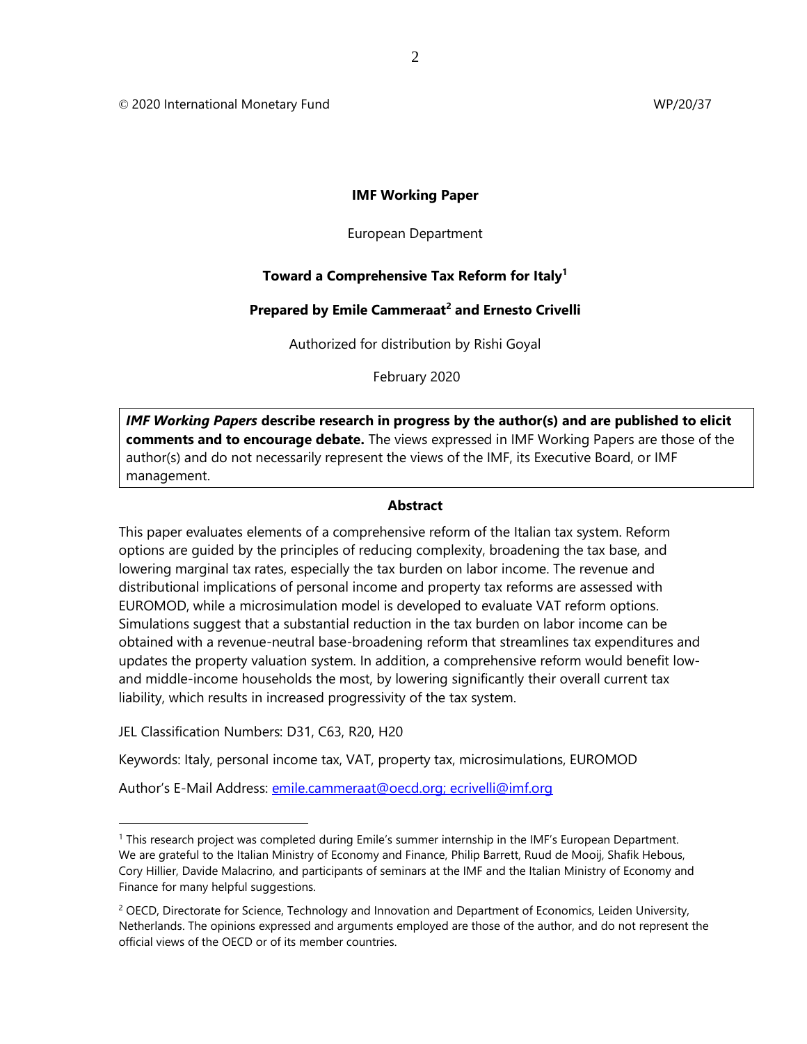© 2020 International Monetary Fund WP/20/37

**IMF Working Paper**

European Department

**Toward a Comprehensive Tax Reform for Italy**[1]

**Prepared by Emile Cammeraat**[2] **and Ernesto Crivelli**

Authorized for distribution by Rishi Goyal

February 2020

***IMF Working Papers*** **describe research in progress by the author(s) and are published to elicit comments and to encourage debate.** The views expressed in IMF Working Papers are those of the author(s) and do not necessarily represent the views of the IMF, its Executive Board, or IMF management.

**Abstract**

This paper evaluates elements of a comprehensive reform of the Italian tax system. Reform options are guided by the principles of reducing complexity, broadening the tax base, and lowering marginal tax rates, especially the tax burden on labor income. The revenue and distributional implications of personal income and property tax reforms are assessed with EUROMOD, while a microsimulation model is developed to evaluate VAT reform options. Simulations suggest that a substantial reduction in the tax burden on labor income can be obtained with a revenue-neutral base-broadening reform that streamlines tax expenditures and updates the property valuation system. In addition, a comprehensive reform would benefit low- and middle-income households the most, by lowering significantly their overall current tax liability, which results in increased progressivity of the tax system.

JEL Classification Numbers: D31, C63, R20, H20

Keywords: Italy, personal income tax, VAT, property tax, microsimulations, EUROMOD

Author's E-Mail Address: emile.cammeraat@oecd.org; ecrivelli@imf.org

---

[1] This research project was completed during Emile's summer internship in the IMF's European Department. We are grateful to the Italian Ministry of Economy and Finance, Philip Barrett, Ruud de Mooij, Shafik Hebous, Cory Hillier, Davide Malacrino, and participants of seminars at the IMF and the Italian Ministry of Economy and Finance for many helpful suggestions.

[2] OECD, Directorate for Science, Technology and Innovation and Department of Economics, Leiden University, Netherlands. The opinions expressed and arguments employed are those of the author, and do not represent the official views of the OECD or of its member countries.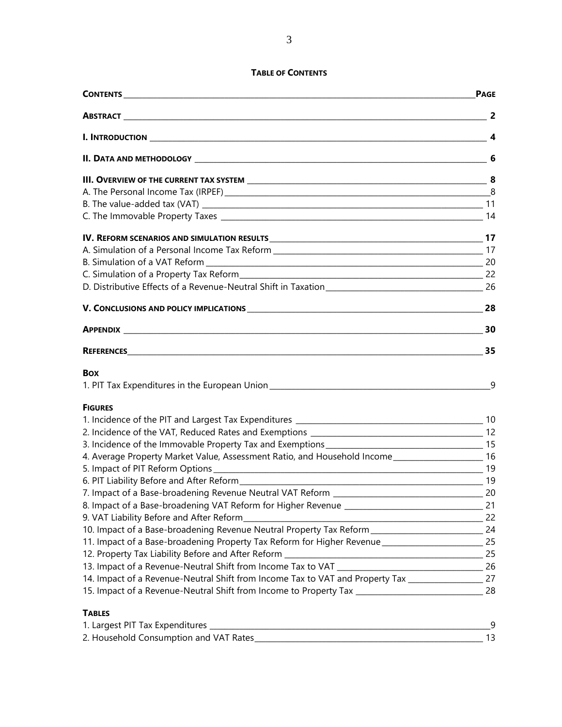**TABLE OF CONTENTS**

| **CONTENTS** | **PAGE** |
|---|---|
| **ABSTRACT** | **2** |
| **I. INTRODUCTION** | **4** |
| **II. DATA AND METHODOLOGY** | **6** |
| **III. OVERVIEW OF THE CURRENT TAX SYSTEM** | **8** |
| A. The Personal Income Tax (IRPEF) | 8 |
| B. The value-added tax (VAT) | 11 |
| C. The Immovable Property Taxes | 14 |
| **IV. REFORM SCENARIOS AND SIMULATION RESULTS** | **17** |
| A. Simulation of a Personal Income Tax Reform | 17 |
| B. Simulation of a VAT Reform | 20 |
| C. Simulation of a Property Tax Reform | 22 |
| D. Distributive Effects of a Revenue-Neutral Shift in Taxation | 26 |
| **V. CONCLUSIONS AND POLICY IMPLICATIONS** | **28** |
| **APPENDIX** | **30** |
| **REFERENCES** | **35** |

**BOX**

| | |
|---|---|
| 1. PIT Tax Expenditures in the European Union | 9 |

**FIGURES**

| | |
|---|---|
| 1. Incidence of the PIT and Largest Tax Expenditures | 10 |
| 2. Incidence of the VAT, Reduced Rates and Exemptions | 12 |
| 3. Incidence of the Immovable Property Tax and Exemptions | 15 |
| 4. Average Property Market Value, Assessment Ratio, and Household Income | 16 |
| 5. Impact of PIT Reform Options | 19 |
| 6. PIT Liability Before and After Reform | 19 |
| 7. Impact of a Base-broadening Revenue Neutral VAT Reform | 20 |
| 8. Impact of a Base-broadening VAT Reform for Higher Revenue | 21 |
| 9. VAT Liability Before and After Reform | 22 |
| 10. Impact of a Base-broadening Revenue Neutral Property Tax Reform | 24 |
| 11. Impact of a Base-broadening Property Tax Reform for Higher Revenue | 25 |
| 12. Property Tax Liability Before and After Reform | 25 |
| 13. Impact of a Revenue-Neutral Shift from Income Tax to VAT | 26 |
| 14. Impact of a Revenue-Neutral Shift from Income Tax to VAT and Property Tax | 27 |
| 15. Impact of a Revenue-Neutral Shift from Income to Property Tax | 28 |

**TABLES**

| | |
|---|---|
| 1. Largest PIT Tax Expenditures | 9 |
| 2. Household Consumption and VAT Rates | 13 |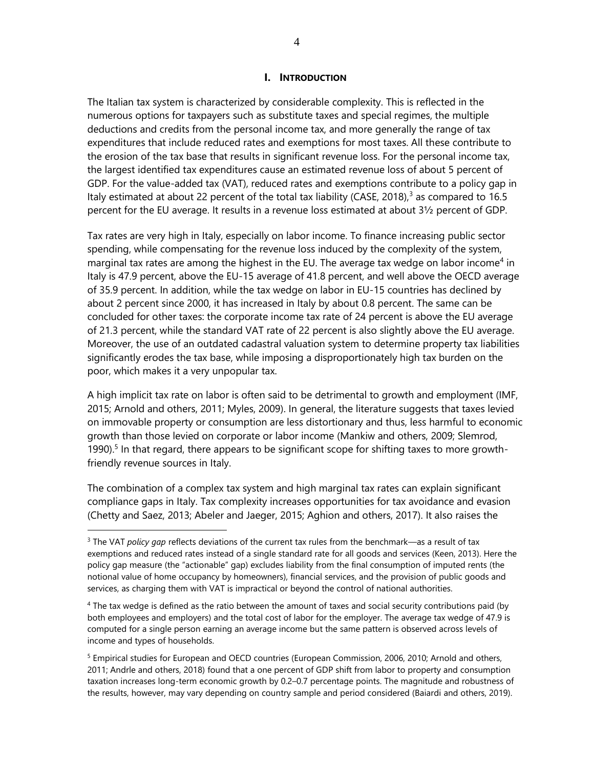## I. INTRODUCTION

The Italian tax system is characterized by considerable complexity. This is reflected in the numerous options for taxpayers such as substitute taxes and special regimes, the multiple deductions and credits from the personal income tax, and more generally the range of tax expenditures that include reduced rates and exemptions for most taxes. All these contribute to the erosion of the tax base that results in significant revenue loss. For the personal income tax, the largest identified tax expenditures cause an estimated revenue loss of about 5 percent of GDP. For the value-added tax (VAT), reduced rates and exemptions contribute to a policy gap in Italy estimated at about 22 percent of the total tax liability (CASE, 2018),[3] as compared to 16.5 percent for the EU average. It results in a revenue loss estimated at about 3½ percent of GDP.

Tax rates are very high in Italy, especially on labor income. To finance increasing public sector spending, while compensating for the revenue loss induced by the complexity of the system, marginal tax rates are among the highest in the EU. The average tax wedge on labor income[4] in Italy is 47.9 percent, above the EU-15 average of 41.8 percent, and well above the OECD average of 35.9 percent. In addition, while the tax wedge on labor in EU-15 countries has declined by about 2 percent since 2000, it has increased in Italy by about 0.8 percent. The same can be concluded for other taxes: the corporate income tax rate of 24 percent is above the EU average of 21.3 percent, while the standard VAT rate of 22 percent is also slightly above the EU average. Moreover, the use of an outdated cadastral valuation system to determine property tax liabilities significantly erodes the tax base, while imposing a disproportionately high tax burden on the poor, which makes it a very unpopular tax.

A high implicit tax rate on labor is often said to be detrimental to growth and employment (IMF, 2015; Arnold and others, 2011; Myles, 2009). In general, the literature suggests that taxes levied on immovable property or consumption are less distortionary and thus, less harmful to economic growth than those levied on corporate or labor income (Mankiw and others, 2009; Slemrod, 1990).[5] In that regard, there appears to be significant scope for shifting taxes to more growth-friendly revenue sources in Italy.

The combination of a complex tax system and high marginal tax rates can explain significant compliance gaps in Italy. Tax complexity increases opportunities for tax avoidance and evasion (Chetty and Saez, 2013; Abeler and Jaeger, 2015; Aghion and others, 2017). It also raises the

---

[3] The VAT *policy gap* reflects deviations of the current tax rules from the benchmark—as a result of tax exemptions and reduced rates instead of a single standard rate for all goods and services (Keen, 2013). Here the policy gap measure (the "actionable" gap) excludes liability from the final consumption of imputed rents (the notional value of home occupancy by homeowners), financial services, and the provision of public goods and services, as charging them with VAT is impractical or beyond the control of national authorities.

[4] The tax wedge is defined as the ratio between the amount of taxes and social security contributions paid (by both employees and employers) and the total cost of labor for the employer. The average tax wedge of 47.9 is computed for a single person earning an average income but the same pattern is observed across levels of income and types of households.

[5] Empirical studies for European and OECD countries (European Commission, 2006, 2010; Arnold and others, 2011; Andrle and others, 2018) found that a one percent of GDP shift from labor to property and consumption taxation increases long-term economic growth by 0.2–0.7 percentage points. The magnitude and robustness of the results, however, may vary depending on country sample and period considered (Baiardi and others, 2019).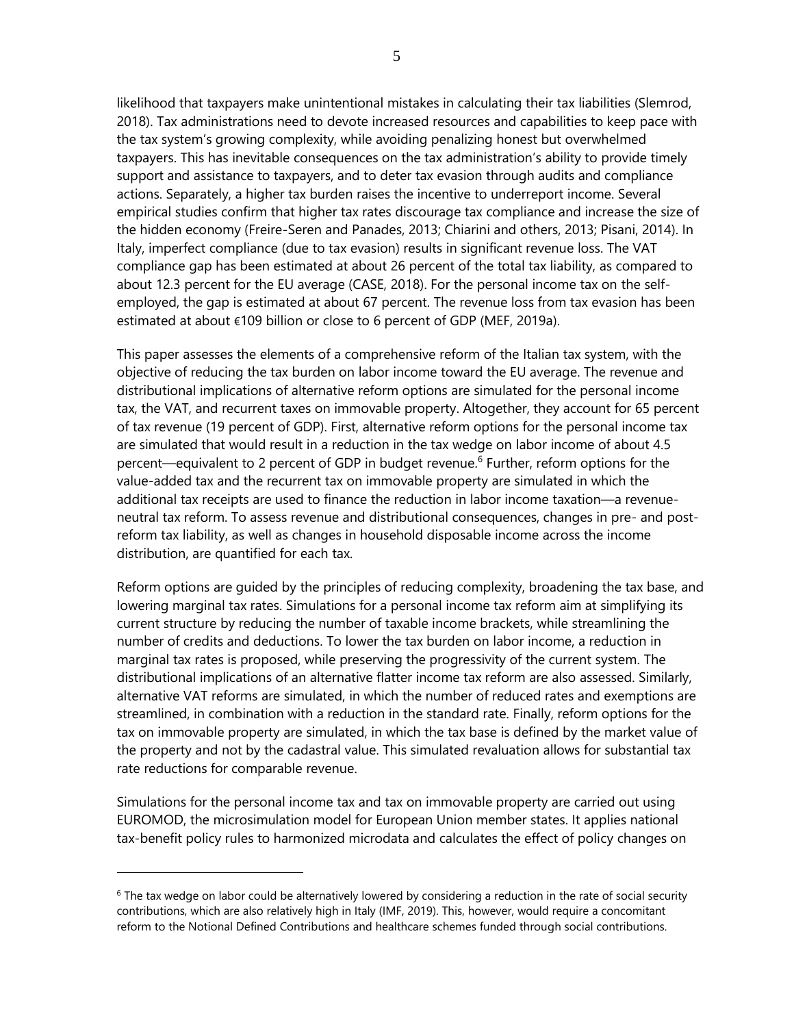likelihood that taxpayers make unintentional mistakes in calculating their tax liabilities (Slemrod, 2018). Tax administrations need to devote increased resources and capabilities to keep pace with the tax system's growing complexity, while avoiding penalizing honest but overwhelmed taxpayers. This has inevitable consequences on the tax administration's ability to provide timely support and assistance to taxpayers, and to deter tax evasion through audits and compliance actions. Separately, a higher tax burden raises the incentive to underreport income. Several empirical studies confirm that higher tax rates discourage tax compliance and increase the size of the hidden economy (Freire-Seren and Panades, 2013; Chiarini and others, 2013; Pisani, 2014). In Italy, imperfect compliance (due to tax evasion) results in significant revenue loss. The VAT compliance gap has been estimated at about 26 percent of the total tax liability, as compared to about 12.3 percent for the EU average (CASE, 2018). For the personal income tax on the self-employed, the gap is estimated at about 67 percent. The revenue loss from tax evasion has been estimated at about €109 billion or close to 6 percent of GDP (MEF, 2019a).

This paper assesses the elements of a comprehensive reform of the Italian tax system, with the objective of reducing the tax burden on labor income toward the EU average. The revenue and distributional implications of alternative reform options are simulated for the personal income tax, the VAT, and recurrent taxes on immovable property. Altogether, they account for 65 percent of tax revenue (19 percent of GDP). First, alternative reform options for the personal income tax are simulated that would result in a reduction in the tax wedge on labor income of about 4.5 percent—equivalent to 2 percent of GDP in budget revenue.[6] Further, reform options for the value-added tax and the recurrent tax on immovable property are simulated in which the additional tax receipts are used to finance the reduction in labor income taxation—a revenue-neutral tax reform. To assess revenue and distributional consequences, changes in pre- and post-reform tax liability, as well as changes in household disposable income across the income distribution, are quantified for each tax.

Reform options are guided by the principles of reducing complexity, broadening the tax base, and lowering marginal tax rates. Simulations for a personal income tax reform aim at simplifying its current structure by reducing the number of taxable income brackets, while streamlining the number of credits and deductions. To lower the tax burden on labor income, a reduction in marginal tax rates is proposed, while preserving the progressivity of the current system. The distributional implications of an alternative flatter income tax reform are also assessed. Similarly, alternative VAT reforms are simulated, in which the number of reduced rates and exemptions are streamlined, in combination with a reduction in the standard rate. Finally, reform options for the tax on immovable property are simulated, in which the tax base is defined by the market value of the property and not by the cadastral value. This simulated revaluation allows for substantial tax rate reductions for comparable revenue.

Simulations for the personal income tax and tax on immovable property are carried out using EUROMOD, the microsimulation model for European Union member states. It applies national tax-benefit policy rules to harmonized microdata and calculates the effect of policy changes on

[6] The tax wedge on labor could be alternatively lowered by considering a reduction in the rate of social security contributions, which are also relatively high in Italy (IMF, 2019). This, however, would require a concomitant reform to the Notional Defined Contributions and healthcare schemes funded through social contributions.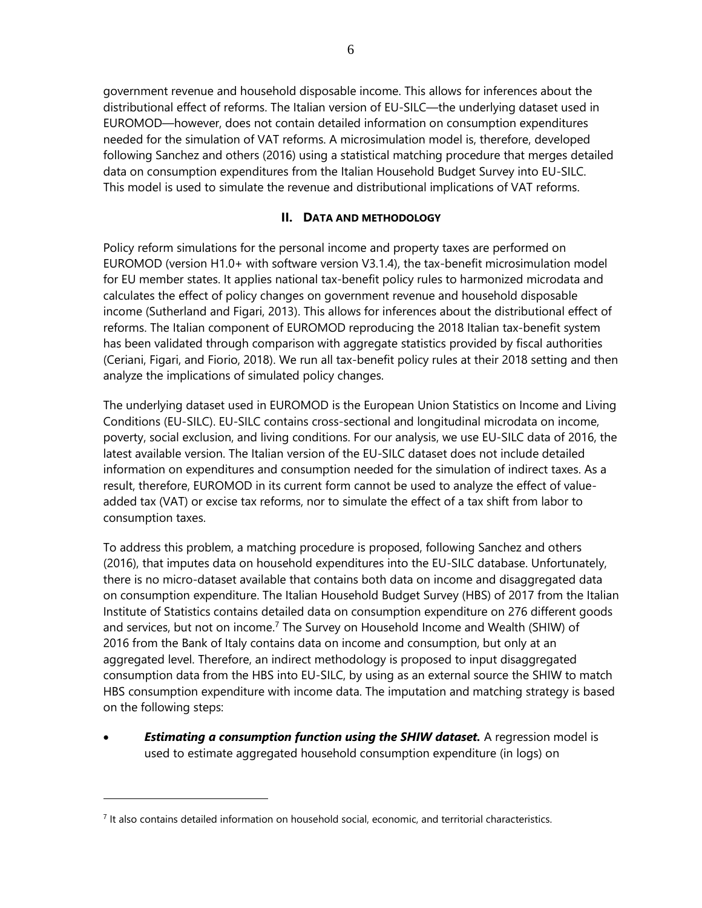government revenue and household disposable income. This allows for inferences about the distributional effect of reforms. The Italian version of EU-SILC—the underlying dataset used in EUROMOD—however, does not contain detailed information on consumption expenditures needed for the simulation of VAT reforms. A microsimulation model is, therefore, developed following Sanchez and others (2016) using a statistical matching procedure that merges detailed data on consumption expenditures from the Italian Household Budget Survey into EU-SILC. This model is used to simulate the revenue and distributional implications of VAT reforms.

## II. DATA AND METHODOLOGY

Policy reform simulations for the personal income and property taxes are performed on EUROMOD (version H1.0+ with software version V3.1.4), the tax-benefit microsimulation model for EU member states. It applies national tax-benefit policy rules to harmonized microdata and calculates the effect of policy changes on government revenue and household disposable income (Sutherland and Figari, 2013). This allows for inferences about the distributional effect of reforms. The Italian component of EUROMOD reproducing the 2018 Italian tax-benefit system has been validated through comparison with aggregate statistics provided by fiscal authorities (Ceriani, Figari, and Fiorio, 2018). We run all tax-benefit policy rules at their 2018 setting and then analyze the implications of simulated policy changes.

The underlying dataset used in EUROMOD is the European Union Statistics on Income and Living Conditions (EU-SILC). EU-SILC contains cross-sectional and longitudinal microdata on income, poverty, social exclusion, and living conditions. For our analysis, we use EU-SILC data of 2016, the latest available version. The Italian version of the EU-SILC dataset does not include detailed information on expenditures and consumption needed for the simulation of indirect taxes. As a result, therefore, EUROMOD in its current form cannot be used to analyze the effect of value-added tax (VAT) or excise tax reforms, nor to simulate the effect of a tax shift from labor to consumption taxes.

To address this problem, a matching procedure is proposed, following Sanchez and others (2016), that imputes data on household expenditures into the EU-SILC database. Unfortunately, there is no micro-dataset available that contains both data on income and disaggregated data on consumption expenditure. The Italian Household Budget Survey (HBS) of 2017 from the Italian Institute of Statistics contains detailed data on consumption expenditure on 276 different goods and services, but not on income.[7] The Survey on Household Income and Wealth (SHIW) of 2016 from the Bank of Italy contains data on income and consumption, but only at an aggregated level. Therefore, an indirect methodology is proposed to input disaggregated consumption data from the HBS into EU-SILC, by using as an external source the SHIW to match HBS consumption expenditure with income data. The imputation and matching strategy is based on the following steps:

- ***Estimating a consumption function using the SHIW dataset.*** A regression model is used to estimate aggregated household consumption expenditure (in logs) on

[7] It also contains detailed information on household social, economic, and territorial characteristics.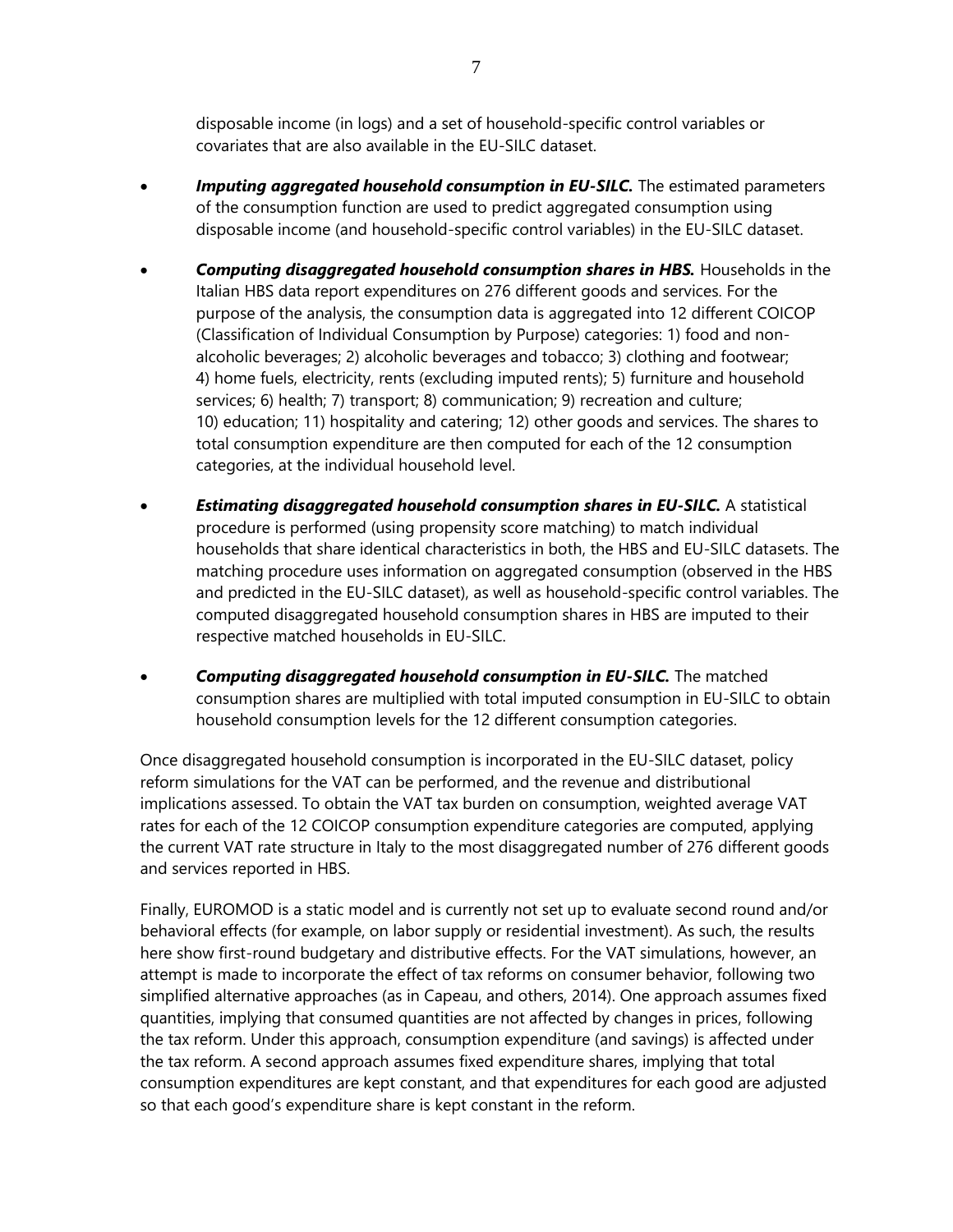disposable income (in logs) and a set of household-specific control variables or covariates that are also available in the EU-SILC dataset.

- ***Imputing aggregated household consumption in EU-SILC.*** The estimated parameters of the consumption function are used to predict aggregated consumption using disposable income (and household-specific control variables) in the EU-SILC dataset.

- ***Computing disaggregated household consumption shares in HBS.*** Households in the Italian HBS data report expenditures on 276 different goods and services. For the purpose of the analysis, the consumption data is aggregated into 12 different COICOP (Classification of Individual Consumption by Purpose) categories: 1) food and non-alcoholic beverages; 2) alcoholic beverages and tobacco; 3) clothing and footwear; 4) home fuels, electricity, rents (excluding imputed rents); 5) furniture and household services; 6) health; 7) transport; 8) communication; 9) recreation and culture; 10) education; 11) hospitality and catering; 12) other goods and services. The shares to total consumption expenditure are then computed for each of the 12 consumption categories, at the individual household level.

- ***Estimating disaggregated household consumption shares in EU-SILC.*** A statistical procedure is performed (using propensity score matching) to match individual households that share identical characteristics in both, the HBS and EU-SILC datasets. The matching procedure uses information on aggregated consumption (observed in the HBS and predicted in the EU-SILC dataset), as well as household-specific control variables. The computed disaggregated household consumption shares in HBS are imputed to their respective matched households in EU-SILC.

- ***Computing disaggregated household consumption in EU-SILC.*** The matched consumption shares are multiplied with total imputed consumption in EU-SILC to obtain household consumption levels for the 12 different consumption categories.

Once disaggregated household consumption is incorporated in the EU-SILC dataset, policy reform simulations for the VAT can be performed, and the revenue and distributional implications assessed. To obtain the VAT tax burden on consumption, weighted average VAT rates for each of the 12 COICOP consumption expenditure categories are computed, applying the current VAT rate structure in Italy to the most disaggregated number of 276 different goods and services reported in HBS.

Finally, EUROMOD is a static model and is currently not set up to evaluate second round and/or behavioral effects (for example, on labor supply or residential investment). As such, the results here show first-round budgetary and distributive effects. For the VAT simulations, however, an attempt is made to incorporate the effect of tax reforms on consumer behavior, following two simplified alternative approaches (as in Capeau, and others, 2014). One approach assumes fixed quantities, implying that consumed quantities are not affected by changes in prices, following the tax reform. Under this approach, consumption expenditure (and savings) is affected under the tax reform. A second approach assumes fixed expenditure shares, implying that total consumption expenditures are kept constant, and that expenditures for each good are adjusted so that each good's expenditure share is kept constant in the reform.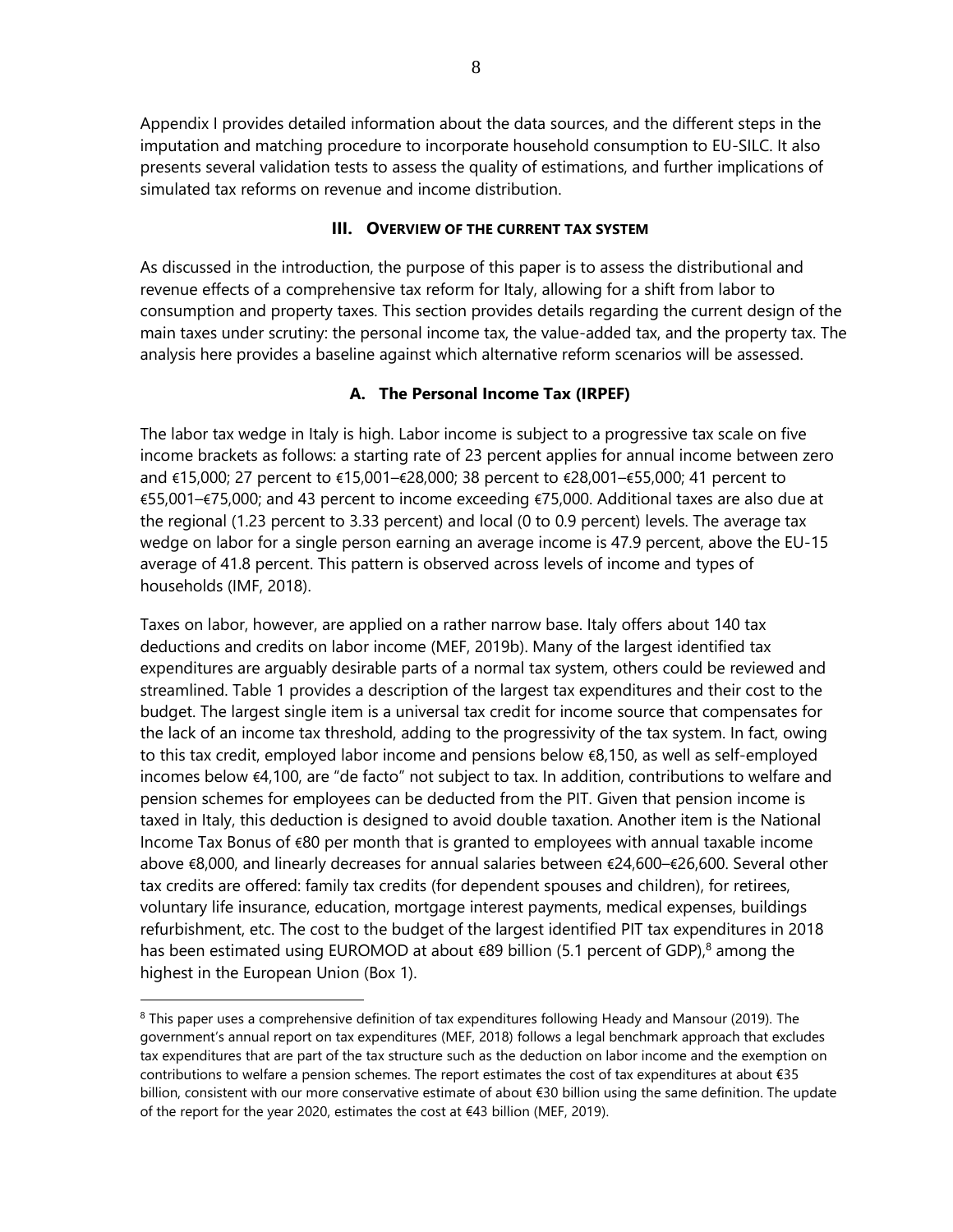Appendix I provides detailed information about the data sources, and the different steps in the imputation and matching procedure to incorporate household consumption to EU-SILC. It also presents several validation tests to assess the quality of estimations, and further implications of simulated tax reforms on revenue and income distribution.

## III. OVERVIEW OF THE CURRENT TAX SYSTEM

As discussed in the introduction, the purpose of this paper is to assess the distributional and revenue effects of a comprehensive tax reform for Italy, allowing for a shift from labor to consumption and property taxes. This section provides details regarding the current design of the main taxes under scrutiny: the personal income tax, the value-added tax, and the property tax. The analysis here provides a baseline against which alternative reform scenarios will be assessed.

### A. The Personal Income Tax (IRPEF)

The labor tax wedge in Italy is high. Labor income is subject to a progressive tax scale on five income brackets as follows: a starting rate of 23 percent applies for annual income between zero and €15,000; 27 percent to €15,001–€28,000; 38 percent to €28,001–€55,000; 41 percent to €55,001–€75,000; and 43 percent to income exceeding €75,000. Additional taxes are also due at the regional (1.23 percent to 3.33 percent) and local (0 to 0.9 percent) levels. The average tax wedge on labor for a single person earning an average income is 47.9 percent, above the EU-15 average of 41.8 percent. This pattern is observed across levels of income and types of households (IMF, 2018).

Taxes on labor, however, are applied on a rather narrow base. Italy offers about 140 tax deductions and credits on labor income (MEF, 2019b). Many of the largest identified tax expenditures are arguably desirable parts of a normal tax system, others could be reviewed and streamlined. Table 1 provides a description of the largest tax expenditures and their cost to the budget. The largest single item is a universal tax credit for income source that compensates for the lack of an income tax threshold, adding to the progressivity of the tax system. In fact, owing to this tax credit, employed labor income and pensions below €8,150, as well as self-employed incomes below €4,100, are "de facto" not subject to tax. In addition, contributions to welfare and pension schemes for employees can be deducted from the PIT. Given that pension income is taxed in Italy, this deduction is designed to avoid double taxation. Another item is the National Income Tax Bonus of €80 per month that is granted to employees with annual taxable income above €8,000, and linearly decreases for annual salaries between €24,600–€26,600. Several other tax credits are offered: family tax credits (for dependent spouses and children), for retirees, voluntary life insurance, education, mortgage interest payments, medical expenses, buildings refurbishment, etc. The cost to the budget of the largest identified PIT tax expenditures in 2018 has been estimated using EUROMOD at about €89 billion (5.1 percent of GDP),[8] among the highest in the European Union (Box 1).

[8] This paper uses a comprehensive definition of tax expenditures following Heady and Mansour (2019). The government's annual report on tax expenditures (MEF, 2018) follows a legal benchmark approach that excludes tax expenditures that are part of the tax structure such as the deduction on labor income and the exemption on contributions to welfare a pension schemes. The report estimates the cost of tax expenditures at about €35 billion, consistent with our more conservative estimate of about €30 billion using the same definition. The update of the report for the year 2020, estimates the cost at €43 billion (MEF, 2019).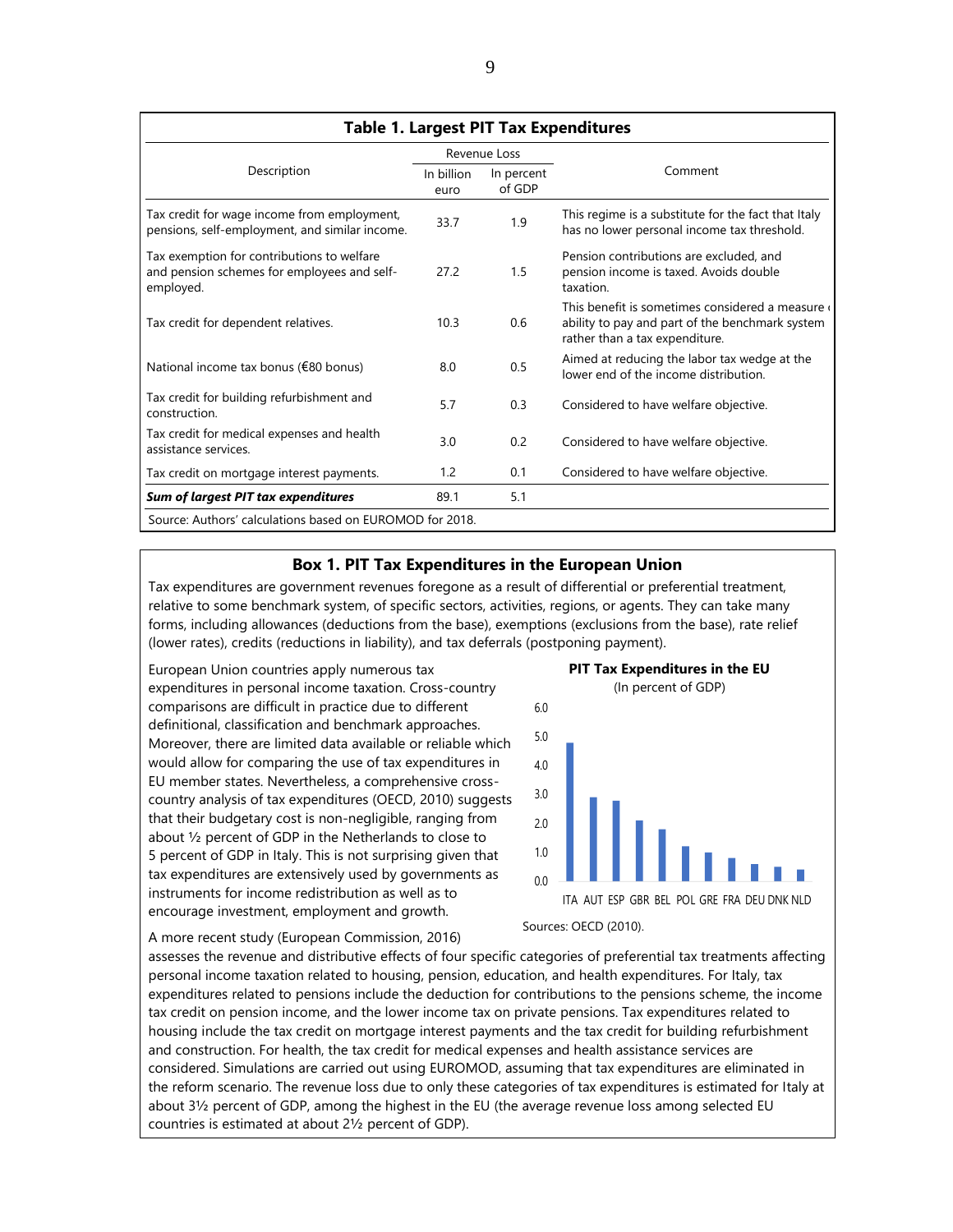**Table 1. Largest PIT Tax Expenditures**

| Description | Revenue Loss | | Comment |
|---|---|---|---|
| | In billion euro | In percent of GDP | |
| Tax credit for wage income from employment, pensions, self-employment, and similar income. | 33.7 | 1.9 | This regime is a substitute for the fact that Italy has no lower personal income tax threshold. |
| Tax exemption for contributions to welfare and pension schemes for employees and self-employed. | 27.2 | 1.5 | Pension contributions are excluded, and pension income is taxed. Avoids double taxation. |
| Tax credit for dependent relatives. | 10.3 | 0.6 | This benefit is sometimes considered a measure of ability to pay and part of the benchmark system rather than a tax expenditure. |
| National income tax bonus (€80 bonus) | 8.0 | 0.5 | Aimed at reducing the labor tax wedge at the lower end of the income distribution. |
| Tax credit for building refurbishment and construction. | 5.7 | 0.3 | Considered to have welfare objective. |
| Tax credit for medical expenses and health assistance services. | 3.0 | 0.2 | Considered to have welfare objective. |
| Tax credit on mortgage interest payments. | 1.2 | 0.1 | Considered to have welfare objective. |
| ***Sum of largest PIT tax expenditures*** | 89.1 | 5.1 | |

Source: Authors' calculations based on EUROMOD for 2018.

**Box 1. PIT Tax Expenditures in the European Union**

Tax expenditures are government revenues foregone as a result of differential or preferential treatment, relative to some benchmark system, of specific sectors, activities, regions, or agents. They can take many forms, including allowances (deductions from the base), exemptions (exclusions from the base), rate relief (lower rates), credits (reductions in liability), and tax deferrals (postponing payment).

European Union countries apply numerous tax expenditures in personal income taxation. Cross-country comparisons are difficult in practice due to different definitional, classification and benchmark approaches. Moreover, there are limited data available or reliable which would allow for comparing the use of tax expenditures in EU member states. Nevertheless, a comprehensive cross-country analysis of tax expenditures (OECD, 2010) suggests that their budgetary cost is non-negligible, ranging from about ½ percent of GDP in the Netherlands to close to 5 percent of GDP in Italy. This is not surprising given that tax expenditures are extensively used by governments as instruments for income redistribution as well as to encourage investment, employment and growth.

**PIT Tax Expenditures in the EU**
(In percent of GDP)

| Country | Value (approx.) |
|---|---|
| ITA | 4.8 |
| AUT | 2.9 |
| ESP | 2.8 |
| GBR | 2.1 |
| BEL | 1.8 |
| POL | 1.2 |
| GRE | 1.0 |
| FRA | 0.8 |
| DEU | 0.6 |
| DNK | 0.5 |
| NLD | 0.4 |

Sources: OECD (2010).

A more recent study (European Commission, 2016) assesses the revenue and distributive effects of four specific categories of preferential tax treatments affecting personal income taxation related to housing, pension, education, and health expenditures. For Italy, tax expenditures related to pensions include the deduction for contributions to the pensions scheme, the income tax credit on pension income, and the lower income tax on private pensions. Tax expenditures related to housing include the tax credit on mortgage interest payments and the tax credit for building refurbishment and construction. For health, the tax credit for medical expenses and health assistance services are considered. Simulations are carried out using EUROMOD, assuming that tax expenditures are eliminated in the reform scenario. The revenue loss due to only these categories of tax expenditures is estimated for Italy at about 3½ percent of GDP, among the highest in the EU (the average revenue loss among selected EU countries is estimated at about 2½ percent of GDP).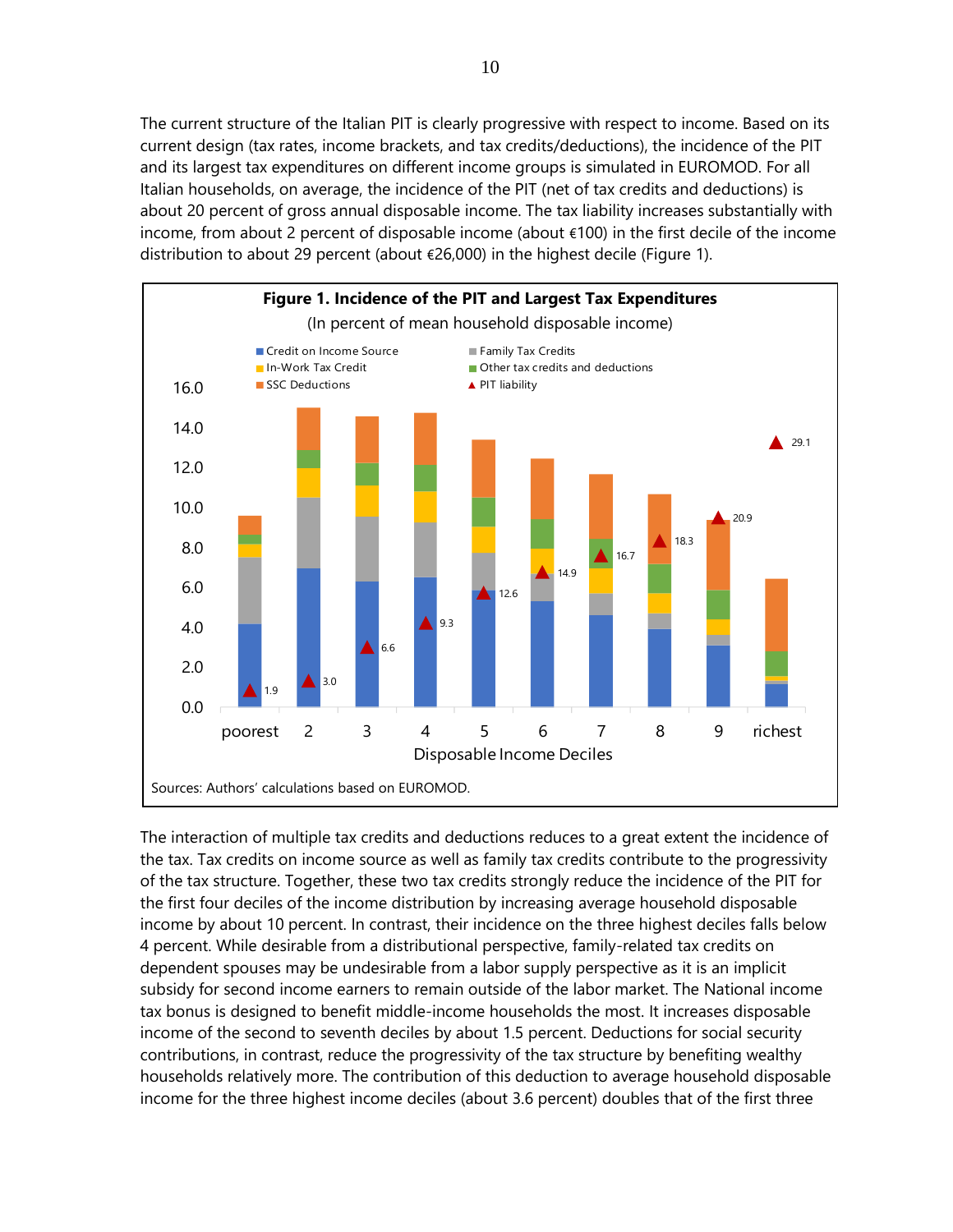The current structure of the Italian PIT is clearly progressive with respect to income. Based on its current design (tax rates, income brackets, and tax credits/deductions), the incidence of the PIT and its largest tax expenditures on different income groups is simulated in EUROMOD. For all Italian households, on average, the incidence of the PIT (net of tax credits and deductions) is about 20 percent of gross annual disposable income. The tax liability increases substantially with income, from about 2 percent of disposable income (about €100) in the first decile of the income distribution to about 29 percent (about €26,000) in the highest decile (Figure 1).

**Figure 1. Incidence of the PIT and Largest Tax Expenditures**

(In percent of mean household disposable income)

Sources: Authors' calculations based on EUROMOD.

The interaction of multiple tax credits and deductions reduces to a great extent the incidence of the tax. Tax credits on income source as well as family tax credits contribute to the progressivity of the tax structure. Together, these two tax credits strongly reduce the incidence of the PIT for the first four deciles of the income distribution by increasing average household disposable income by about 10 percent. In contrast, their incidence on the three highest deciles falls below 4 percent. While desirable from a distributional perspective, family-related tax credits on dependent spouses may be undesirable from a labor supply perspective as it is an implicit subsidy for second income earners to remain outside of the labor market. The National income tax bonus is designed to benefit middle-income households the most. It increases disposable income of the second to seventh deciles by about 1.5 percent. Deductions for social security contributions, in contrast, reduce the progressivity of the tax structure by benefiting wealthy households relatively more. The contribution of this deduction to average household disposable income for the three highest income deciles (about 3.6 percent) doubles that of the first three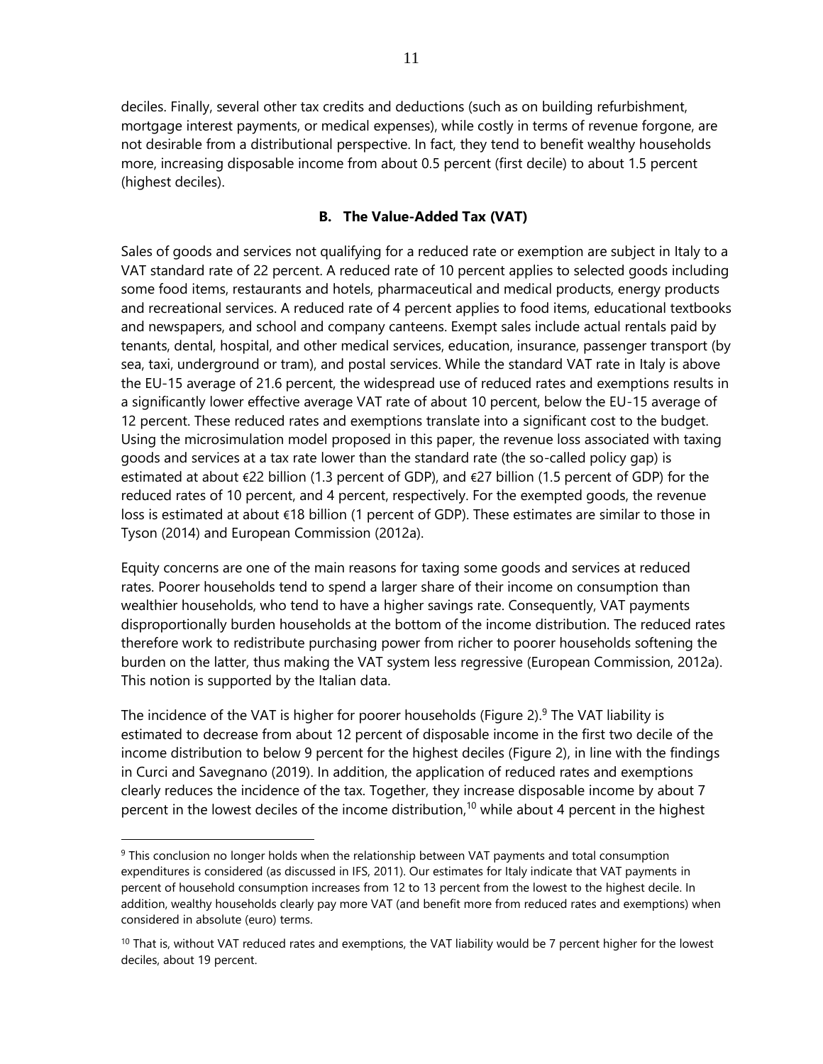deciles. Finally, several other tax credits and deductions (such as on building refurbishment, mortgage interest payments, or medical expenses), while costly in terms of revenue forgone, are not desirable from a distributional perspective. In fact, they tend to benefit wealthy households more, increasing disposable income from about 0.5 percent (first decile) to about 1.5 percent (highest deciles).

### B. The Value-Added Tax (VAT)

Sales of goods and services not qualifying for a reduced rate or exemption are subject in Italy to a VAT standard rate of 22 percent. A reduced rate of 10 percent applies to selected goods including some food items, restaurants and hotels, pharmaceutical and medical products, energy products and recreational services. A reduced rate of 4 percent applies to food items, educational textbooks and newspapers, and school and company canteens. Exempt sales include actual rentals paid by tenants, dental, hospital, and other medical services, education, insurance, passenger transport (by sea, taxi, underground or tram), and postal services. While the standard VAT rate in Italy is above the EU-15 average of 21.6 percent, the widespread use of reduced rates and exemptions results in a significantly lower effective average VAT rate of about 10 percent, below the EU-15 average of 12 percent. These reduced rates and exemptions translate into a significant cost to the budget. Using the microsimulation model proposed in this paper, the revenue loss associated with taxing goods and services at a tax rate lower than the standard rate (the so-called policy gap) is estimated at about €22 billion (1.3 percent of GDP), and €27 billion (1.5 percent of GDP) for the reduced rates of 10 percent, and 4 percent, respectively. For the exempted goods, the revenue loss is estimated at about €18 billion (1 percent of GDP). These estimates are similar to those in Tyson (2014) and European Commission (2012a).

Equity concerns are one of the main reasons for taxing some goods and services at reduced rates. Poorer households tend to spend a larger share of their income on consumption than wealthier households, who tend to have a higher savings rate. Consequently, VAT payments disproportionally burden households at the bottom of the income distribution. The reduced rates therefore work to redistribute purchasing power from richer to poorer households softening the burden on the latter, thus making the VAT system less regressive (European Commission, 2012a). This notion is supported by the Italian data.

The incidence of the VAT is higher for poorer households (Figure 2).[9] The VAT liability is estimated to decrease from about 12 percent of disposable income in the first two decile of the income distribution to below 9 percent for the highest deciles (Figure 2), in line with the findings in Curci and Savegnano (2019). In addition, the application of reduced rates and exemptions clearly reduces the incidence of the tax. Together, they increase disposable income by about 7 percent in the lowest deciles of the income distribution,[10] while about 4 percent in the highest

---

[9] This conclusion no longer holds when the relationship between VAT payments and total consumption expenditures is considered (as discussed in IFS, 2011). Our estimates for Italy indicate that VAT payments in percent of household consumption increases from 12 to 13 percent from the lowest to the highest decile. In addition, wealthy households clearly pay more VAT (and benefit more from reduced rates and exemptions) when considered in absolute (euro) terms.

[10] That is, without VAT reduced rates and exemptions, the VAT liability would be 7 percent higher for the lowest deciles, about 19 percent.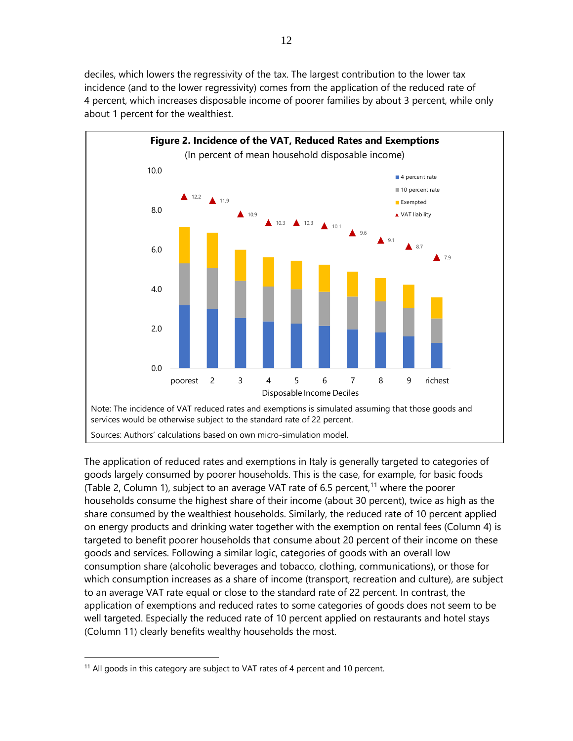deciles, which lowers the regressivity of the tax. The largest contribution to the lower tax incidence (and to the lower regressivity) comes from the application of the reduced rate of 4 percent, which increases disposable income of poorer families by about 3 percent, while only about 1 percent for the wealthiest.

**Figure 2. Incidence of the VAT, Reduced Rates and Exemptions**

(In percent of mean household disposable income)

Note: The incidence of VAT reduced rates and exemptions is simulated assuming that those goods and services would be otherwise subject to the standard rate of 22 percent.

Sources: Authors' calculations based on own micro-simulation model.

The application of reduced rates and exemptions in Italy is generally targeted to categories of goods largely consumed by poorer households. This is the case, for example, for basic foods (Table 2, Column 1), subject to an average VAT rate of 6.5 percent,[11] where the poorer households consume the highest share of their income (about 30 percent), twice as high as the share consumed by the wealthiest households. Similarly, the reduced rate of 10 percent applied on energy products and drinking water together with the exemption on rental fees (Column 4) is targeted to benefit poorer households that consume about 20 percent of their income on these goods and services. Following a similar logic, categories of goods with an overall low consumption share (alcoholic beverages and tobacco, clothing, communications), or those for which consumption increases as a share of income (transport, recreation and culture), are subject to an average VAT rate equal or close to the standard rate of 22 percent. In contrast, the application of exemptions and reduced rates to some categories of goods does not seem to be well targeted. Especially the reduced rate of 10 percent applied on restaurants and hotel stays (Column 11) clearly benefits wealthy households the most.

[11] All goods in this category are subject to VAT rates of 4 percent and 10 percent.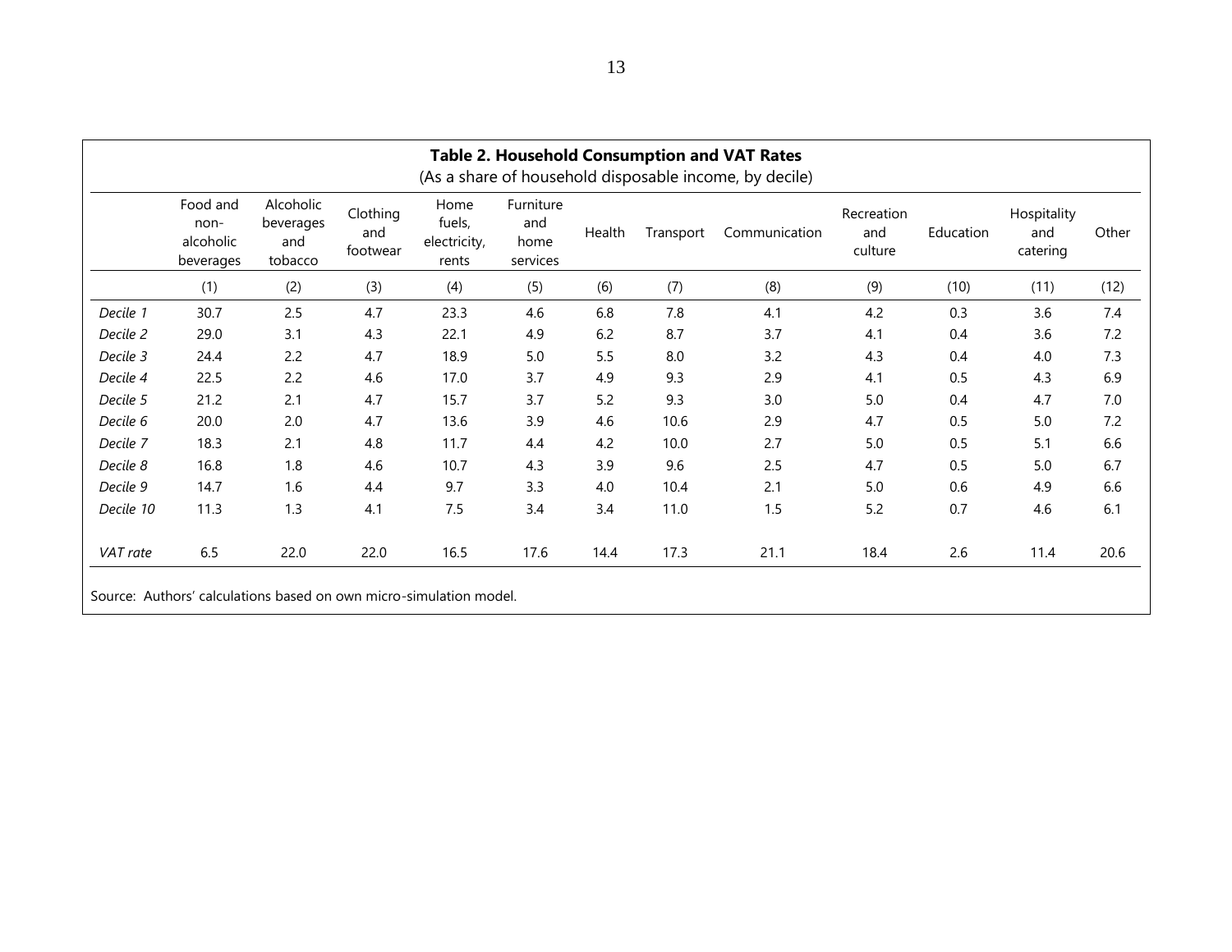**Table 2. Household Consumption and VAT Rates**
(As a share of household disposable income, by decile)

| | Food and non-alcoholic beverages | Alcoholic beverages and tobacco | Clothing and footwear | Home fuels, electricity, rents | Furniture and home services | Health | Transport | Communication | Recreation and culture | Education | Hospitality and catering | Other |
|---|---|---|---|---|---|---|---|---|---|---|---|---|
| | (1) | (2) | (3) | (4) | (5) | (6) | (7) | (8) | (9) | (10) | (11) | (12) |
| *Decile 1* | 30.7 | 2.5 | 4.7 | 23.3 | 4.6 | 6.8 | 7.8 | 4.1 | 4.2 | 0.3 | 3.6 | 7.4 |
| *Decile 2* | 29.0 | 3.1 | 4.3 | 22.1 | 4.9 | 6.2 | 8.7 | 3.7 | 4.1 | 0.4 | 3.6 | 7.2 |
| *Decile 3* | 24.4 | 2.2 | 4.7 | 18.9 | 5.0 | 5.5 | 8.0 | 3.2 | 4.3 | 0.4 | 4.0 | 7.3 |
| *Decile 4* | 22.5 | 2.2 | 4.6 | 17.0 | 3.7 | 4.9 | 9.3 | 2.9 | 4.1 | 0.5 | 4.3 | 6.9 |
| *Decile 5* | 21.2 | 2.1 | 4.7 | 15.7 | 3.7 | 5.2 | 9.3 | 3.0 | 5.0 | 0.4 | 4.7 | 7.0 |
| *Decile 6* | 20.0 | 2.0 | 4.7 | 13.6 | 3.9 | 4.6 | 10.6 | 2.9 | 4.7 | 0.5 | 5.0 | 7.2 |
| *Decile 7* | 18.3 | 2.1 | 4.8 | 11.7 | 4.4 | 4.2 | 10.0 | 2.7 | 5.0 | 0.5 | 5.1 | 6.6 |
| *Decile 8* | 16.8 | 1.8 | 4.6 | 10.7 | 4.3 | 3.9 | 9.6 | 2.5 | 4.7 | 0.5 | 5.0 | 6.7 |
| *Decile 9* | 14.7 | 1.6 | 4.4 | 9.7 | 3.3 | 4.0 | 10.4 | 2.1 | 5.0 | 0.6 | 4.9 | 6.6 |
| *Decile 10* | 11.3 | 1.3 | 4.1 | 7.5 | 3.4 | 3.4 | 11.0 | 1.5 | 5.2 | 0.7 | 4.6 | 6.1 |
| *VAT rate* | 6.5 | 22.0 | 22.0 | 16.5 | 17.6 | 14.4 | 17.3 | 21.1 | 18.4 | 2.6 | 11.4 | 20.6 |

Source: Authors' calculations based on own micro-simulation model.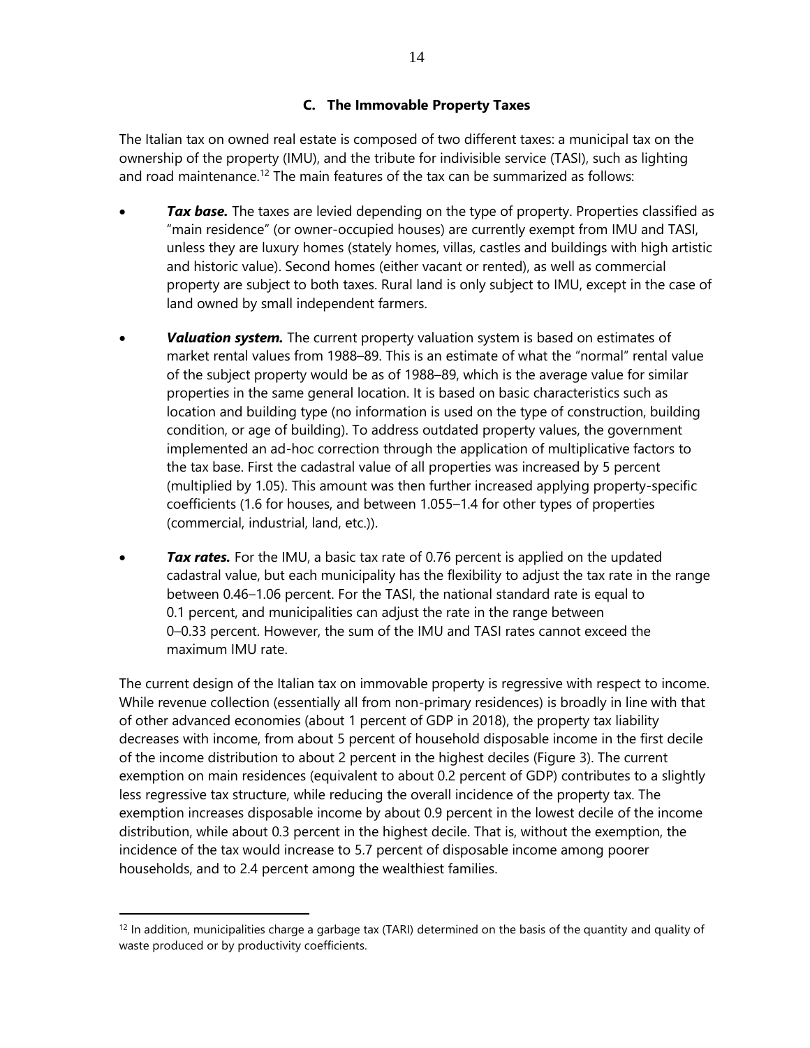### C. The Immovable Property Taxes

The Italian tax on owned real estate is composed of two different taxes: a municipal tax on the ownership of the property (IMU), and the tribute for indivisible service (TASI), such as lighting and road maintenance.[12] The main features of the tax can be summarized as follows:

- ***Tax base.*** The taxes are levied depending on the type of property. Properties classified as "main residence" (or owner-occupied houses) are currently exempt from IMU and TASI, unless they are luxury homes (stately homes, villas, castles and buildings with high artistic and historic value). Second homes (either vacant or rented), as well as commercial property are subject to both taxes. Rural land is only subject to IMU, except in the case of land owned by small independent farmers.

- ***Valuation system.*** The current property valuation system is based on estimates of market rental values from 1988–89. This is an estimate of what the "normal" rental value of the subject property would be as of 1988–89, which is the average value for similar properties in the same general location. It is based on basic characteristics such as location and building type (no information is used on the type of construction, building condition, or age of building). To address outdated property values, the government implemented an ad-hoc correction through the application of multiplicative factors to the tax base. First the cadastral value of all properties was increased by 5 percent (multiplied by 1.05). This amount was then further increased applying property-specific coefficients (1.6 for houses, and between 1.055–1.4 for other types of properties (commercial, industrial, land, etc.)).

- ***Tax rates.*** For the IMU, a basic tax rate of 0.76 percent is applied on the updated cadastral value, but each municipality has the flexibility to adjust the tax rate in the range between 0.46–1.06 percent. For the TASI, the national standard rate is equal to 0.1 percent, and municipalities can adjust the rate in the range between 0–0.33 percent. However, the sum of the IMU and TASI rates cannot exceed the maximum IMU rate.

The current design of the Italian tax on immovable property is regressive with respect to income. While revenue collection (essentially all from non-primary residences) is broadly in line with that of other advanced economies (about 1 percent of GDP in 2018), the property tax liability decreases with income, from about 5 percent of household disposable income in the first decile of the income distribution to about 2 percent in the highest deciles (Figure 3). The current exemption on main residences (equivalent to about 0.2 percent of GDP) contributes to a slightly less regressive tax structure, while reducing the overall incidence of the property tax. The exemption increases disposable income by about 0.9 percent in the lowest decile of the income distribution, while about 0.3 percent in the highest decile. That is, without the exemption, the incidence of the tax would increase to 5.7 percent of disposable income among poorer households, and to 2.4 percent among the wealthiest families.

[12] In addition, municipalities charge a garbage tax (TARI) determined on the basis of the quantity and quality of waste produced or by productivity coefficients.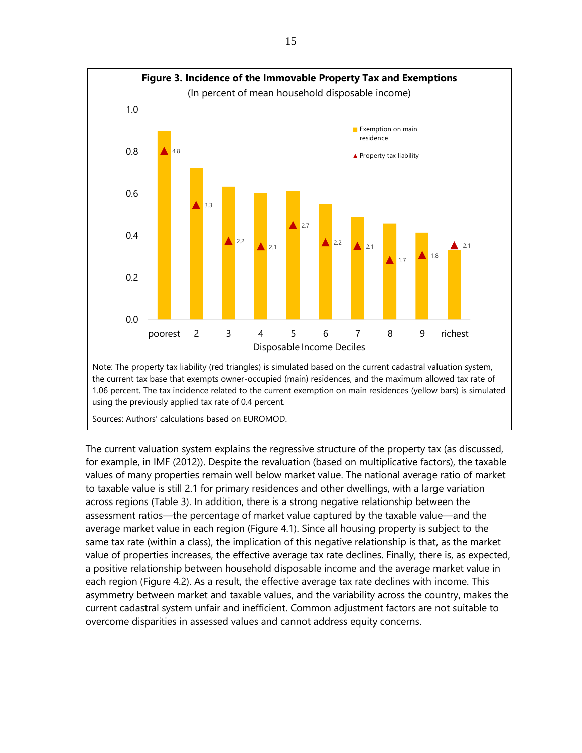**Figure 3. Incidence of the Immovable Property Tax and Exemptions**

(In percent of mean household disposable income)

Note: The property tax liability (red triangles) is simulated based on the current cadastral valuation system, the current tax base that exempts owner-occupied (main) residences, and the maximum allowed tax rate of 1.06 percent. The tax incidence related to the current exemption on main residences (yellow bars) is simulated using the previously applied tax rate of 0.4 percent.

Sources: Authors' calculations based on EUROMOD.

The current valuation system explains the regressive structure of the property tax (as discussed, for example, in IMF (2012)). Despite the revaluation (based on multiplicative factors), the taxable values of many properties remain well below market value. The national average ratio of market to taxable value is still 2.1 for primary residences and other dwellings, with a large variation across regions (Table 3). In addition, there is a strong negative relationship between the assessment ratios—the percentage of market value captured by the taxable value—and the average market value in each region (Figure 4.1). Since all housing property is subject to the same tax rate (within a class), the implication of this negative relationship is that, as the market value of properties increases, the effective average tax rate declines. Finally, there is, as expected, a positive relationship between household disposable income and the average market value in each region (Figure 4.2). As a result, the effective average tax rate declines with income. This asymmetry between market and taxable values, and the variability across the country, makes the current cadastral system unfair and inefficient. Common adjustment factors are not suitable to overcome disparities in assessed values and cannot address equity concerns.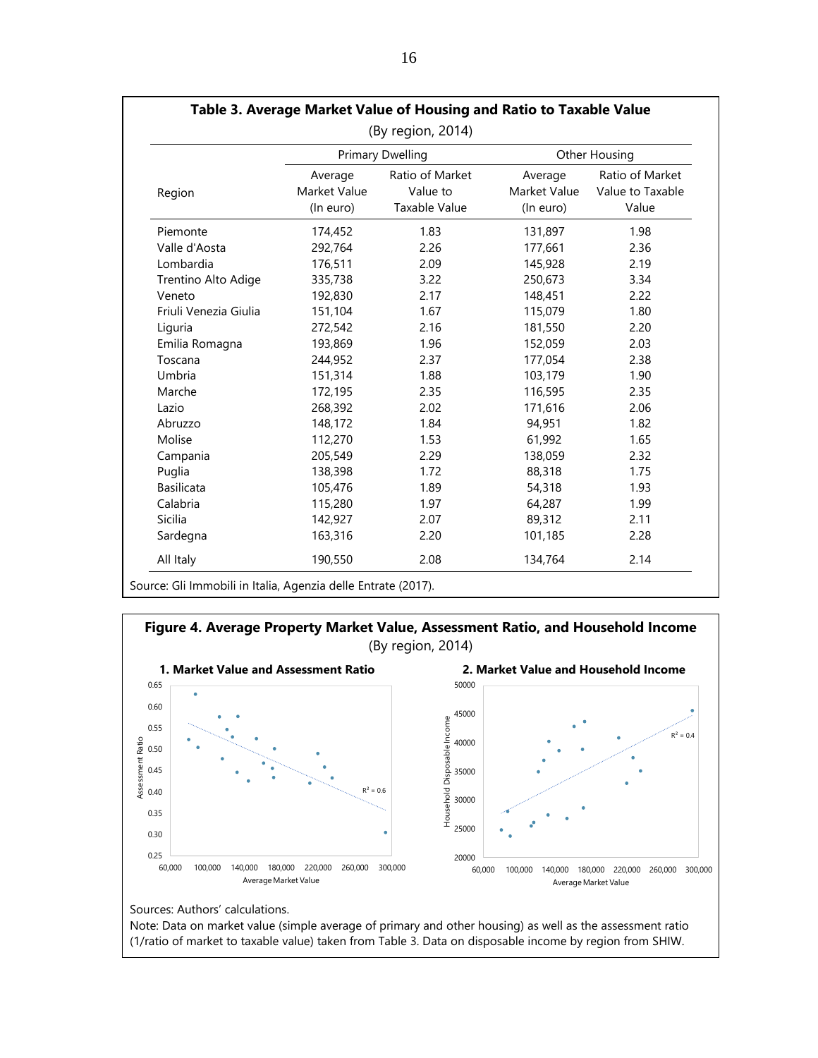**Table 3. Average Market Value of Housing and Ratio to Taxable Value**

(By region, 2014)

| Region | Primary Dwelling | | Other Housing | |
|---|---|---|---|---|
| | Average Market Value (In euro) | Ratio of Market Value to Taxable Value | Average Market Value (In euro) | Ratio of Market Value to Taxable Value |
| Piemonte | 174,452 | 1.83 | 131,897 | 1.98 |
| Valle d'Aosta | 292,764 | 2.26 | 177,661 | 2.36 |
| Lombardia | 176,511 | 2.09 | 145,928 | 2.19 |
| Trentino Alto Adige | 335,738 | 3.22 | 250,673 | 3.34 |
| Veneto | 192,830 | 2.17 | 148,451 | 2.22 |
| Friuli Venezia Giulia | 151,104 | 1.67 | 115,079 | 1.80 |
| Liguria | 272,542 | 2.16 | 181,550 | 2.20 |
| Emilia Romagna | 193,869 | 1.96 | 152,059 | 2.03 |
| Toscana | 244,952 | 2.37 | 177,054 | 2.38 |
| Umbria | 151,314 | 1.88 | 103,179 | 1.90 |
| Marche | 172,195 | 2.35 | 116,595 | 2.35 |
| Lazio | 268,392 | 2.02 | 171,616 | 2.06 |
| Abruzzo | 148,172 | 1.84 | 94,951 | 1.82 |
| Molise | 112,270 | 1.53 | 61,992 | 1.65 |
| Campania | 205,549 | 2.29 | 138,059 | 2.32 |
| Puglia | 138,398 | 1.72 | 88,318 | 1.75 |
| Basilicata | 105,476 | 1.89 | 54,318 | 1.93 |
| Calabria | 115,280 | 1.97 | 64,287 | 1.99 |
| Sicilia | 142,927 | 2.07 | 89,312 | 2.11 |
| Sardegna | 163,316 | 2.20 | 101,185 | 2.28 |
| All Italy | 190,550 | 2.08 | 134,764 | 2.14 |

Source: Gli Immobili in Italia, Agenzia delle Entrate (2017).

**Figure 4. Average Property Market Value, Assessment Ratio, and Household Income**

(By region, 2014)

**1. Market Value and Assessment Ratio**

**2. Market Value and Household Income**

Sources: Authors' calculations.

Note: Data on market value (simple average of primary and other housing) as well as the assessment ratio (1/ratio of market to taxable value) taken from Table 3. Data on disposable income by region from SHIW.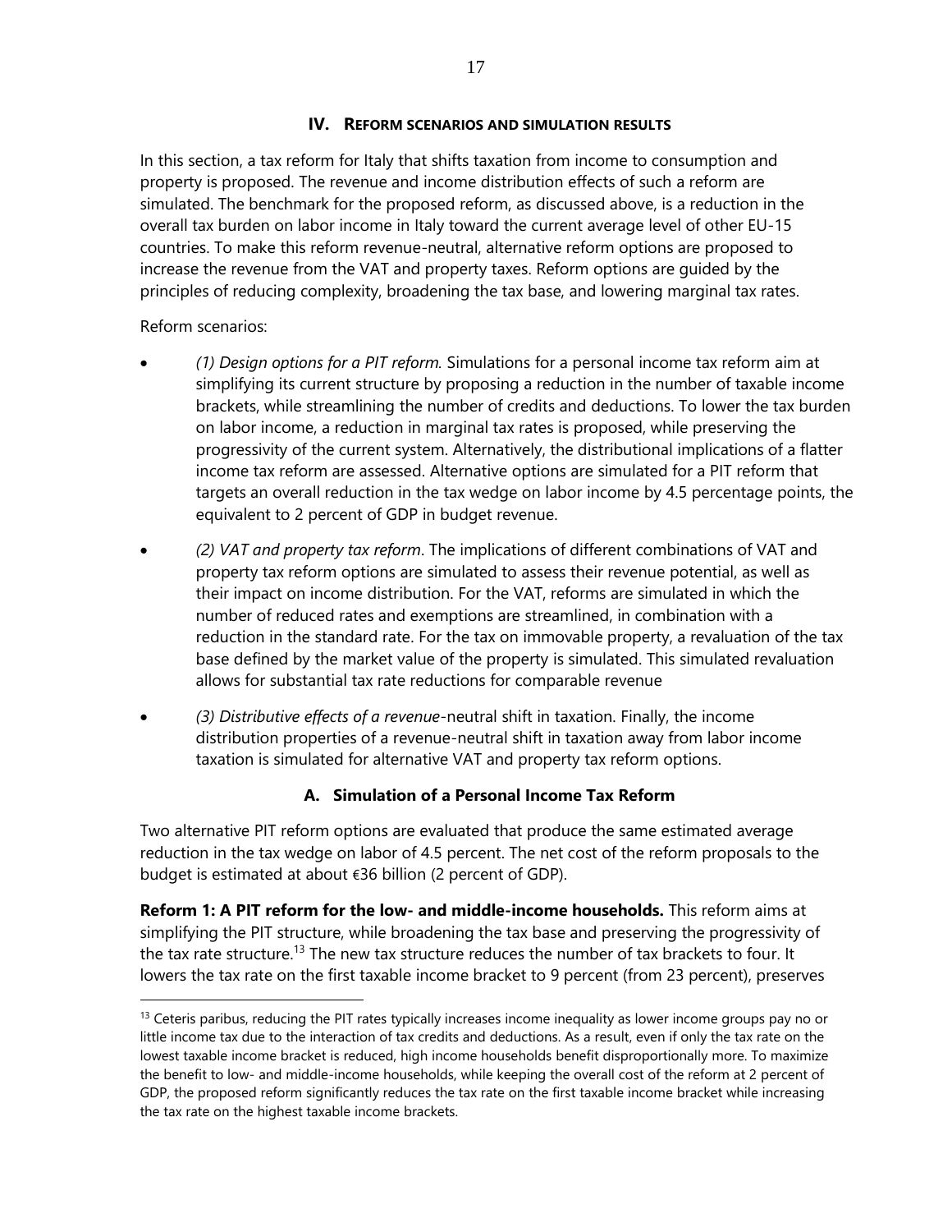## IV. REFORM SCENARIOS AND SIMULATION RESULTS

In this section, a tax reform for Italy that shifts taxation from income to consumption and property is proposed. The revenue and income distribution effects of such a reform are simulated. The benchmark for the proposed reform, as discussed above, is a reduction in the overall tax burden on labor income in Italy toward the current average level of other EU-15 countries. To make this reform revenue-neutral, alternative reform options are proposed to increase the revenue from the VAT and property taxes. Reform options are guided by the principles of reducing complexity, broadening the tax base, and lowering marginal tax rates.

Reform scenarios:

- *(1) Design options for a PIT reform.* Simulations for a personal income tax reform aim at simplifying its current structure by proposing a reduction in the number of taxable income brackets, while streamlining the number of credits and deductions. To lower the tax burden on labor income, a reduction in marginal tax rates is proposed, while preserving the progressivity of the current system. Alternatively, the distributional implications of a flatter income tax reform are assessed. Alternative options are simulated for a PIT reform that targets an overall reduction in the tax wedge on labor income by 4.5 percentage points, the equivalent to 2 percent of GDP in budget revenue.
- *(2) VAT and property tax reform*. The implications of different combinations of VAT and property tax reform options are simulated to assess their revenue potential, as well as their impact on income distribution. For the VAT, reforms are simulated in which the number of reduced rates and exemptions are streamlined, in combination with a reduction in the standard rate. For the tax on immovable property, a revaluation of the tax base defined by the market value of the property is simulated. This simulated revaluation allows for substantial tax rate reductions for comparable revenue
- *(3) Distributive effects of a revenue*-neutral shift in taxation. Finally, the income distribution properties of a revenue-neutral shift in taxation away from labor income taxation is simulated for alternative VAT and property tax reform options.

### A. Simulation of a Personal Income Tax Reform

Two alternative PIT reform options are evaluated that produce the same estimated average reduction in the tax wedge on labor of 4.5 percent. The net cost of the reform proposals to the budget is estimated at about €36 billion (2 percent of GDP).

**Reform 1: A PIT reform for the low- and middle-income households.** This reform aims at simplifying the PIT structure, while broadening the tax base and preserving the progressivity of the tax rate structure.[13] The new tax structure reduces the number of tax brackets to four. It lowers the tax rate on the first taxable income bracket to 9 percent (from 23 percent), preserves

[13] Ceteris paribus, reducing the PIT rates typically increases income inequality as lower income groups pay no or little income tax due to the interaction of tax credits and deductions. As a result, even if only the tax rate on the lowest taxable income bracket is reduced, high income households benefit disproportionally more. To maximize the benefit to low- and middle-income households, while keeping the overall cost of the reform at 2 percent of GDP, the proposed reform significantly reduces the tax rate on the first taxable income bracket while increasing the tax rate on the highest taxable income brackets.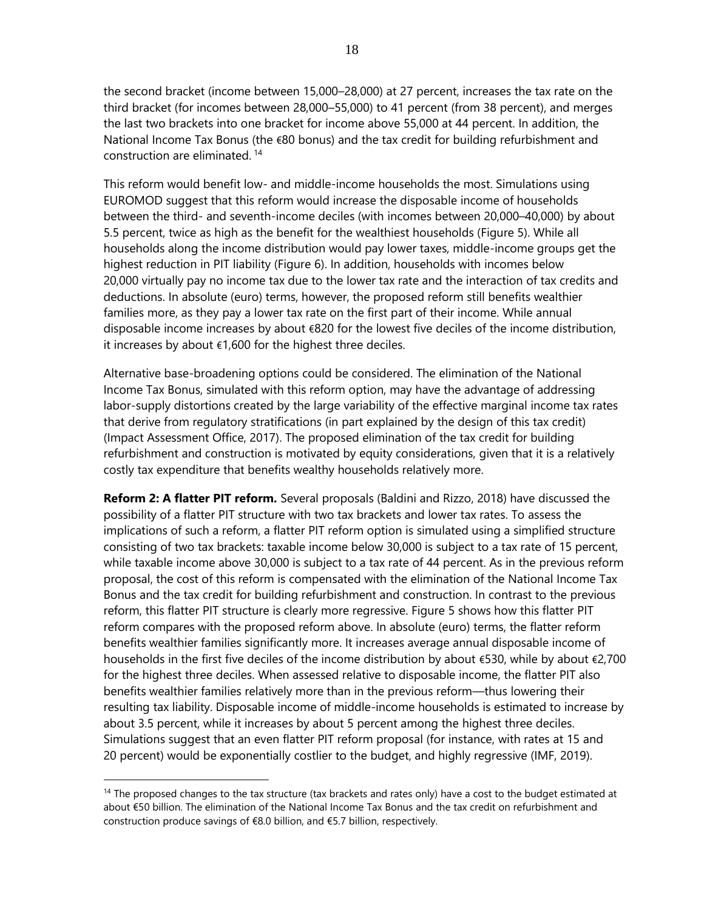the second bracket (income between 15,000–28,000) at 27 percent, increases the tax rate on the third bracket (for incomes between 28,000–55,000) to 41 percent (from 38 percent), and merges the last two brackets into one bracket for income above 55,000 at 44 percent. In addition, the National Income Tax Bonus (the €80 bonus) and the tax credit for building refurbishment and construction are eliminated. [14]

This reform would benefit low- and middle-income households the most. Simulations using EUROMOD suggest that this reform would increase the disposable income of households between the third- and seventh-income deciles (with incomes between 20,000–40,000) by about 5.5 percent, twice as high as the benefit for the wealthiest households (Figure 5). While all households along the income distribution would pay lower taxes, middle-income groups get the highest reduction in PIT liability (Figure 6). In addition, households with incomes below 20,000 virtually pay no income tax due to the lower tax rate and the interaction of tax credits and deductions. In absolute (euro) terms, however, the proposed reform still benefits wealthier families more, as they pay a lower tax rate on the first part of their income. While annual disposable income increases by about €820 for the lowest five deciles of the income distribution, it increases by about €1,600 for the highest three deciles.

Alternative base-broadening options could be considered. The elimination of the National Income Tax Bonus, simulated with this reform option, may have the advantage of addressing labor-supply distortions created by the large variability of the effective marginal income tax rates that derive from regulatory stratifications (in part explained by the design of this tax credit) (Impact Assessment Office, 2017). The proposed elimination of the tax credit for building refurbishment and construction is motivated by equity considerations, given that it is a relatively costly tax expenditure that benefits wealthy households relatively more.

**Reform 2: A flatter PIT reform.** Several proposals (Baldini and Rizzo, 2018) have discussed the possibility of a flatter PIT structure with two tax brackets and lower tax rates. To assess the implications of such a reform, a flatter PIT reform option is simulated using a simplified structure consisting of two tax brackets: taxable income below 30,000 is subject to a tax rate of 15 percent, while taxable income above 30,000 is subject to a tax rate of 44 percent. As in the previous reform proposal, the cost of this reform is compensated with the elimination of the National Income Tax Bonus and the tax credit for building refurbishment and construction. In contrast to the previous reform, this flatter PIT structure is clearly more regressive. Figure 5 shows how this flatter PIT reform compares with the proposed reform above. In absolute (euro) terms, the flatter reform benefits wealthier families significantly more. It increases average annual disposable income of households in the first five deciles of the income distribution by about €530, while by about €2,700 for the highest three deciles. When assessed relative to disposable income, the flatter PIT also benefits wealthier families relatively more than in the previous reform—thus lowering their resulting tax liability. Disposable income of middle-income households is estimated to increase by about 3.5 percent, while it increases by about 5 percent among the highest three deciles. Simulations suggest that an even flatter PIT reform proposal (for instance, with rates at 15 and 20 percent) would be exponentially costlier to the budget, and highly regressive (IMF, 2019).

---

[14] The proposed changes to the tax structure (tax brackets and rates only) have a cost to the budget estimated at about €50 billion. The elimination of the National Income Tax Bonus and the tax credit on refurbishment and construction produce savings of €8.0 billion, and €5.7 billion, respectively.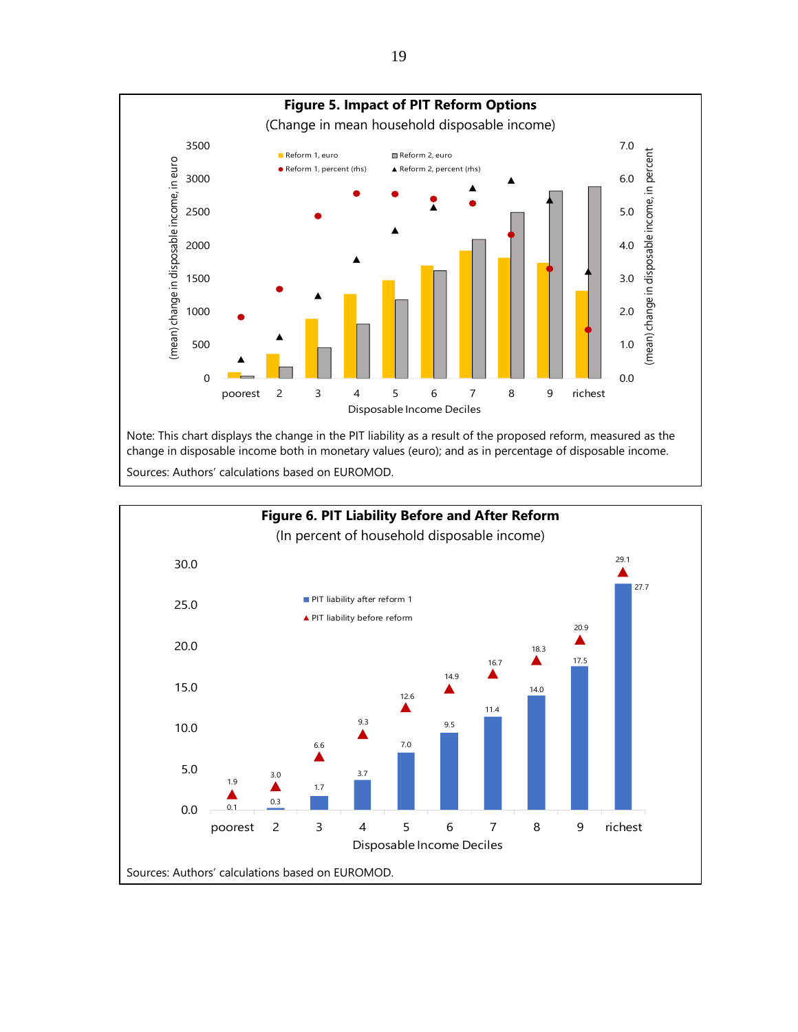**Figure 5. Impact of PIT Reform Options**

(Change in mean household disposable income)

Note: This chart displays the change in the PIT liability as a result of the proposed reform, measured as the change in disposable income both in monetary values (euro); and as in percentage of disposable income.

Sources: Authors' calculations based on EUROMOD.

**Figure 6. PIT Liability Before and After Reform**

(In percent of household disposable income)

| Disposable Income Deciles | PIT liability after reform 1 | PIT liability before reform |
|---|---|---|
| poorest | 0.1 | 1.9 |
| 2 | 0.3 | 3.0 |
| 3 | 1.7 | 6.6 |
| 4 | 3.7 | 9.3 |
| 5 | 7.0 | 12.6 |
| 6 | 9.5 | 14.9 |
| 7 | 11.4 | 16.7 |
| 8 | 14.0 | 18.3 |
| 9 | 17.5 | 20.9 |
| richest | 27.7 | 29.1 |

Sources: Authors' calculations based on EUROMOD.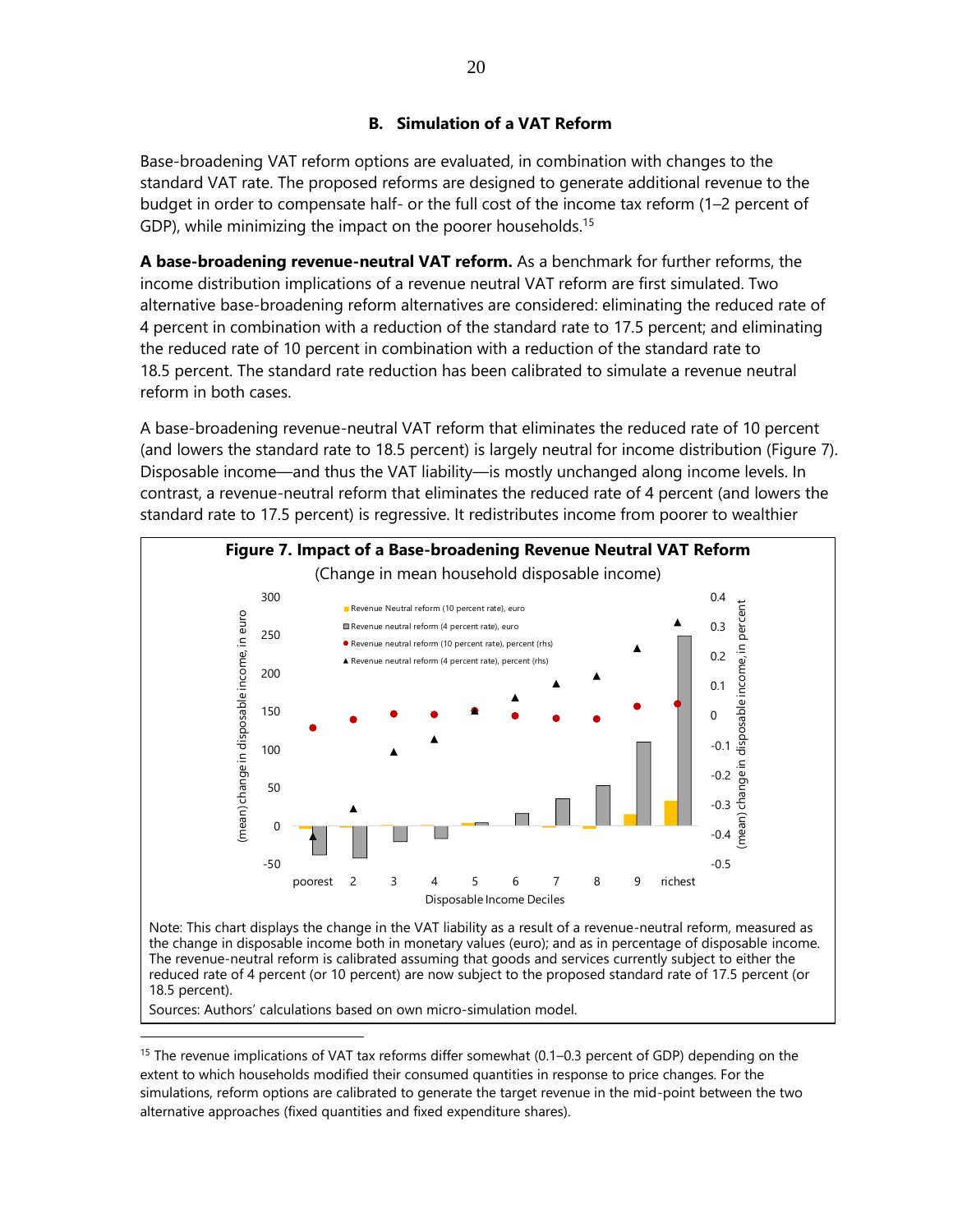### B. Simulation of a VAT Reform

Base-broadening VAT reform options are evaluated, in combination with changes to the standard VAT rate. The proposed reforms are designed to generate additional revenue to the budget in order to compensate half- or the full cost of the income tax reform (1–2 percent of GDP), while minimizing the impact on the poorer households.[15]

**A base-broadening revenue-neutral VAT reform.** As a benchmark for further reforms, the income distribution implications of a revenue neutral VAT reform are first simulated. Two alternative base-broadening reform alternatives are considered: eliminating the reduced rate of 4 percent in combination with a reduction of the standard rate to 17.5 percent; and eliminating the reduced rate of 10 percent in combination with a reduction of the standard rate to 18.5 percent. The standard rate reduction has been calibrated to simulate a revenue neutral reform in both cases.

A base-broadening revenue-neutral VAT reform that eliminates the reduced rate of 10 percent (and lowers the standard rate to 18.5 percent) is largely neutral for income distribution (Figure 7). Disposable income—and thus the VAT liability—is mostly unchanged along income levels. In contrast, a revenue-neutral reform that eliminates the reduced rate of 4 percent (and lowers the standard rate to 17.5 percent) is regressive. It redistributes income from poorer to wealthier

**Figure 7. Impact of a Base-broadening Revenue Neutral VAT Reform**

(Change in mean household disposable income)

Note: This chart displays the change in the VAT liability as a result of a revenue-neutral reform, measured as the change in disposable income both in monetary values (euro); and as in percentage of disposable income. The revenue-neutral reform is calibrated assuming that goods and services currently subject to either the reduced rate of 4 percent (or 10 percent) are now subject to the proposed standard rate of 17.5 percent (or 18.5 percent).

Sources: Authors' calculations based on own micro-simulation model.

---

[15] The revenue implications of VAT tax reforms differ somewhat (0.1–0.3 percent of GDP) depending on the extent to which households modified their consumed quantities in response to price changes. For the simulations, reform options are calibrated to generate the target revenue in the mid-point between the two alternative approaches (fixed quantities and fixed expenditure shares).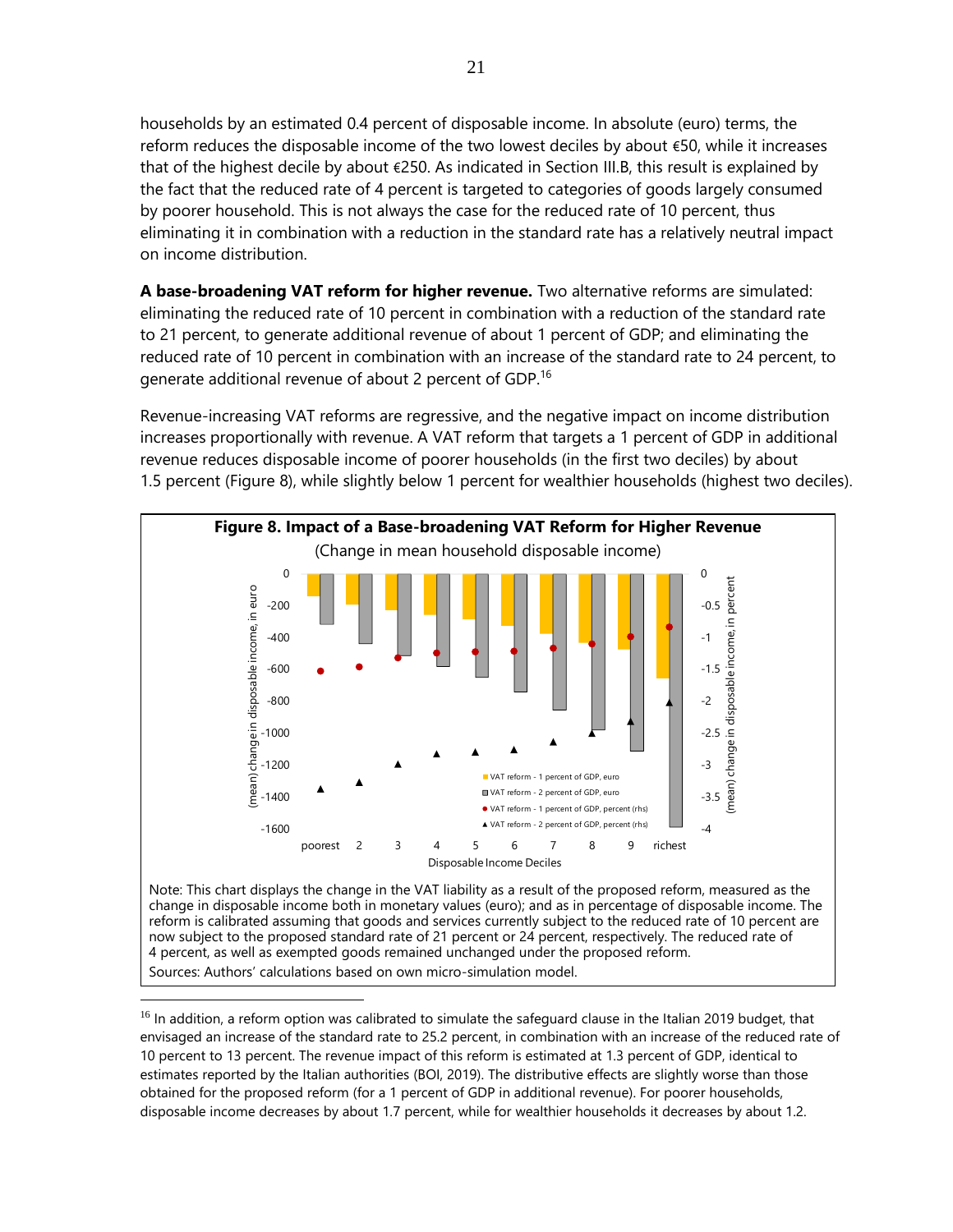households by an estimated 0.4 percent of disposable income. In absolute (euro) terms, the reform reduces the disposable income of the two lowest deciles by about €50, while it increases that of the highest decile by about €250. As indicated in Section III.B, this result is explained by the fact that the reduced rate of 4 percent is targeted to categories of goods largely consumed by poorer household. This is not always the case for the reduced rate of 10 percent, thus eliminating it in combination with a reduction in the standard rate has a relatively neutral impact on income distribution.

**A base-broadening VAT reform for higher revenue.** Two alternative reforms are simulated: eliminating the reduced rate of 10 percent in combination with a reduction of the standard rate to 21 percent, to generate additional revenue of about 1 percent of GDP; and eliminating the reduced rate of 10 percent in combination with an increase of the standard rate to 24 percent, to generate additional revenue of about 2 percent of GDP.[16]

Revenue-increasing VAT reforms are regressive, and the negative impact on income distribution increases proportionally with revenue. A VAT reform that targets a 1 percent of GDP in additional revenue reduces disposable income of poorer households (in the first two deciles) by about 1.5 percent (Figure 8), while slightly below 1 percent for wealthier households (highest two deciles).

**Figure 8. Impact of a Base-broadening VAT Reform for Higher Revenue**

(Change in mean household disposable income)

Note: This chart displays the change in the VAT liability as a result of the proposed reform, measured as the change in disposable income both in monetary values (euro); and as in percentage of disposable income. The reform is calibrated assuming that goods and services currently subject to the reduced rate of 10 percent are now subject to the proposed standard rate of 21 percent or 24 percent, respectively. The reduced rate of 4 percent, as well as exempted goods remained unchanged under the proposed reform.

Sources: Authors' calculations based on own micro-simulation model.

---

[16] In addition, a reform option was calibrated to simulate the safeguard clause in the Italian 2019 budget, that envisaged an increase of the standard rate to 25.2 percent, in combination with an increase of the reduced rate of 10 percent to 13 percent. The revenue impact of this reform is estimated at 1.3 percent of GDP, identical to estimates reported by the Italian authorities (BOI, 2019). The distributive effects are slightly worse than those obtained for the proposed reform (for a 1 percent of GDP in additional revenue). For poorer households, disposable income decreases by about 1.7 percent, while for wealthier households it decreases by about 1.2.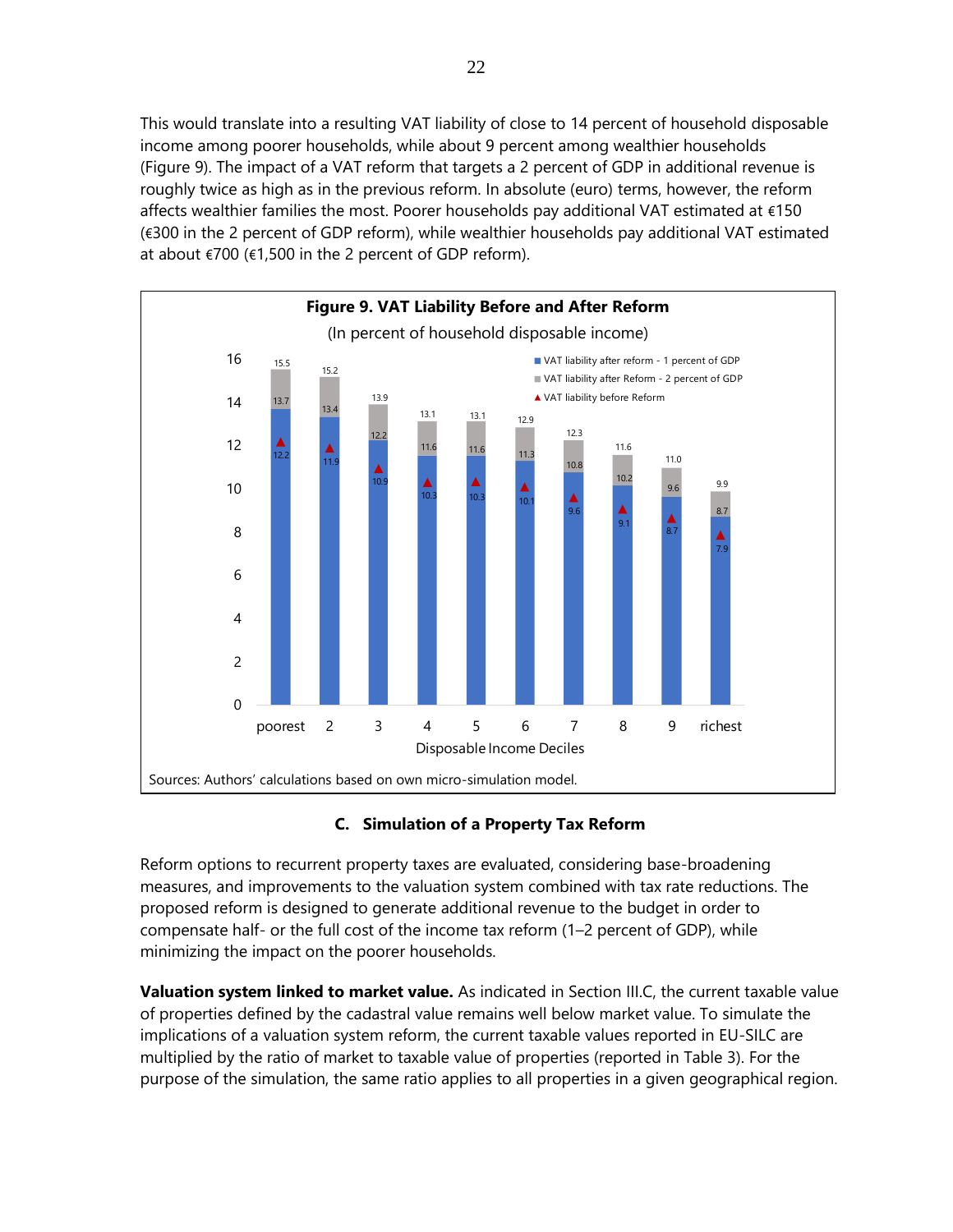This would translate into a resulting VAT liability of close to 14 percent of household disposable income among poorer households, while about 9 percent among wealthier households (Figure 9). The impact of a VAT reform that targets a 2 percent of GDP in additional revenue is roughly twice as high as in the previous reform. In absolute (euro) terms, however, the reform affects wealthier families the most. Poorer households pay additional VAT estimated at €150 (€300 in the 2 percent of GDP reform), while wealthier households pay additional VAT estimated at about €700 (€1,500 in the 2 percent of GDP reform).

**Figure 9. VAT Liability Before and After Reform**

(In percent of household disposable income)

| Disposable Income Deciles | VAT liability after reform - 1 percent of GDP | VAT liability after Reform - 2 percent of GDP | VAT liability before Reform |
|---|---|---|---|
| poorest | 13.7 | 15.5 | 12.2 |
| 2 | 13.4 | 15.2 | 11.9 |
| 3 | 12.2 | 13.9 | 10.9 |
| 4 | 11.6 | 13.1 | 10.3 |
| 5 | 11.6 | 13.1 | 10.3 |
| 6 | 11.3 | 12.9 | 10.1 |
| 7 | 10.8 | 12.3 | 9.6 |
| 8 | 10.2 | 11.6 | 9.1 |
| 9 | 9.6 | 11.0 | 8.7 |
| richest | 8.7 | 9.9 | 7.9 |

Sources: Authors' calculations based on own micro-simulation model.

### C. Simulation of a Property Tax Reform

Reform options to recurrent property taxes are evaluated, considering base-broadening measures, and improvements to the valuation system combined with tax rate reductions. The proposed reform is designed to generate additional revenue to the budget in order to compensate half- or the full cost of the income tax reform (1–2 percent of GDP), while minimizing the impact on the poorer households.

**Valuation system linked to market value.** As indicated in Section III.C, the current taxable value of properties defined by the cadastral value remains well below market value. To simulate the implications of a valuation system reform, the current taxable values reported in EU-SILC are multiplied by the ratio of market to taxable value of properties (reported in Table 3). For the purpose of the simulation, the same ratio applies to all properties in a given geographical region.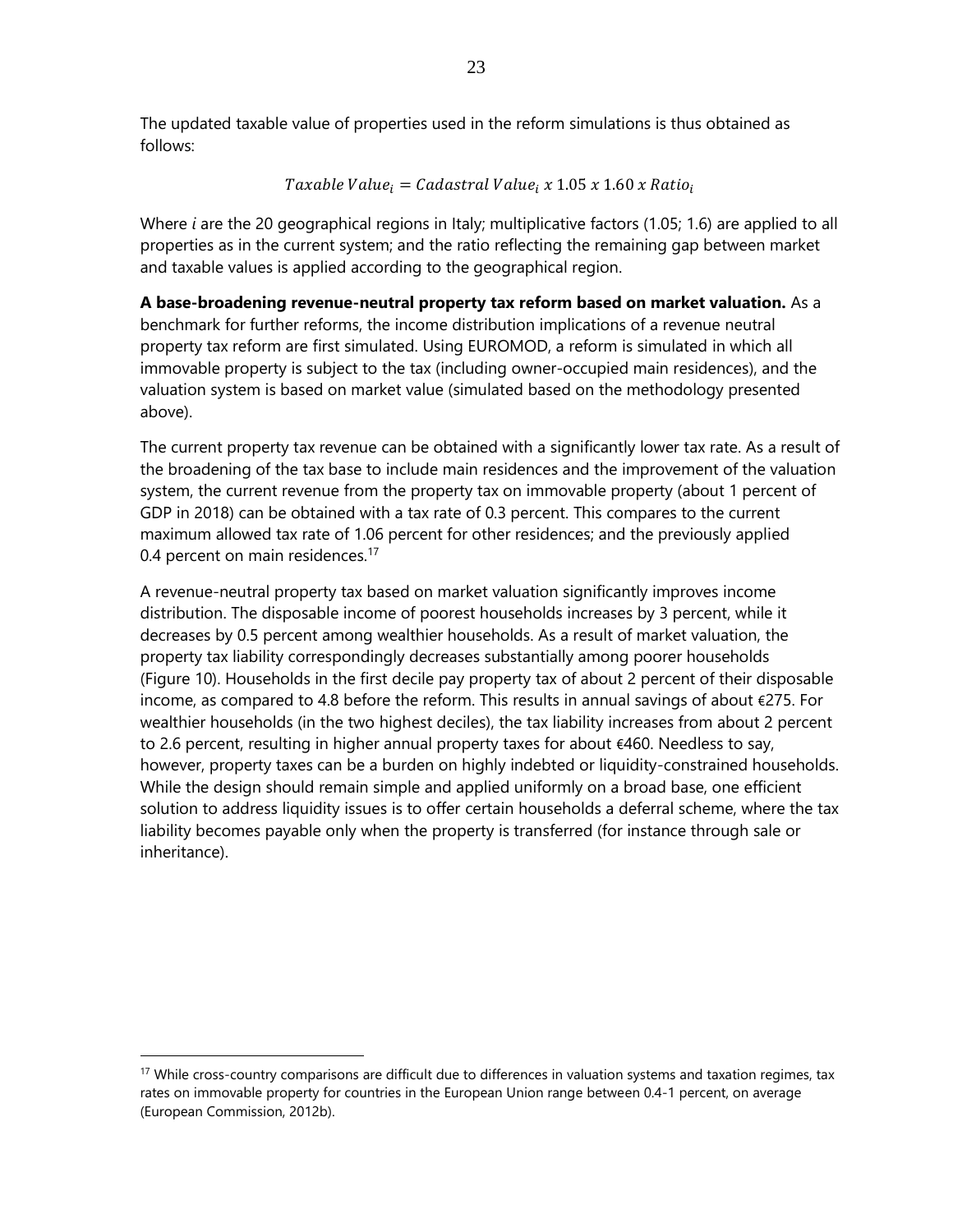The updated taxable value of properties used in the reform simulations is thus obtained as follows:

$$Taxable\ Value_i = Cadastral\ Value_i\ x\ 1.05\ x\ 1.60\ x\ Ratio_i$$

Where $i$ are the 20 geographical regions in Italy; multiplicative factors (1.05; 1.6) are applied to all properties as in the current system; and the ratio reflecting the remaining gap between market and taxable values is applied according to the geographical region.

**A base-broadening revenue-neutral property tax reform based on market valuation.** As a benchmark for further reforms, the income distribution implications of a revenue neutral property tax reform are first simulated. Using EUROMOD, a reform is simulated in which all immovable property is subject to the tax (including owner-occupied main residences), and the valuation system is based on market value (simulated based on the methodology presented above).

The current property tax revenue can be obtained with a significantly lower tax rate. As a result of the broadening of the tax base to include main residences and the improvement of the valuation system, the current revenue from the property tax on immovable property (about 1 percent of GDP in 2018) can be obtained with a tax rate of 0.3 percent. This compares to the current maximum allowed tax rate of 1.06 percent for other residences; and the previously applied 0.4 percent on main residences.[17]

A revenue-neutral property tax based on market valuation significantly improves income distribution. The disposable income of poorest households increases by 3 percent, while it decreases by 0.5 percent among wealthier households. As a result of market valuation, the property tax liability correspondingly decreases substantially among poorer households (Figure 10). Households in the first decile pay property tax of about 2 percent of their disposable income, as compared to 4.8 before the reform. This results in annual savings of about €275. For wealthier households (in the two highest deciles), the tax liability increases from about 2 percent to 2.6 percent, resulting in higher annual property taxes for about €460. Needless to say, however, property taxes can be a burden on highly indebted or liquidity-constrained households. While the design should remain simple and applied uniformly on a broad base, one efficient solution to address liquidity issues is to offer certain households a deferral scheme, where the tax liability becomes payable only when the property is transferred (for instance through sale or inheritance).

[17] While cross-country comparisons are difficult due to differences in valuation systems and taxation regimes, tax rates on immovable property for countries in the European Union range between 0.4-1 percent, on average (European Commission, 2012b).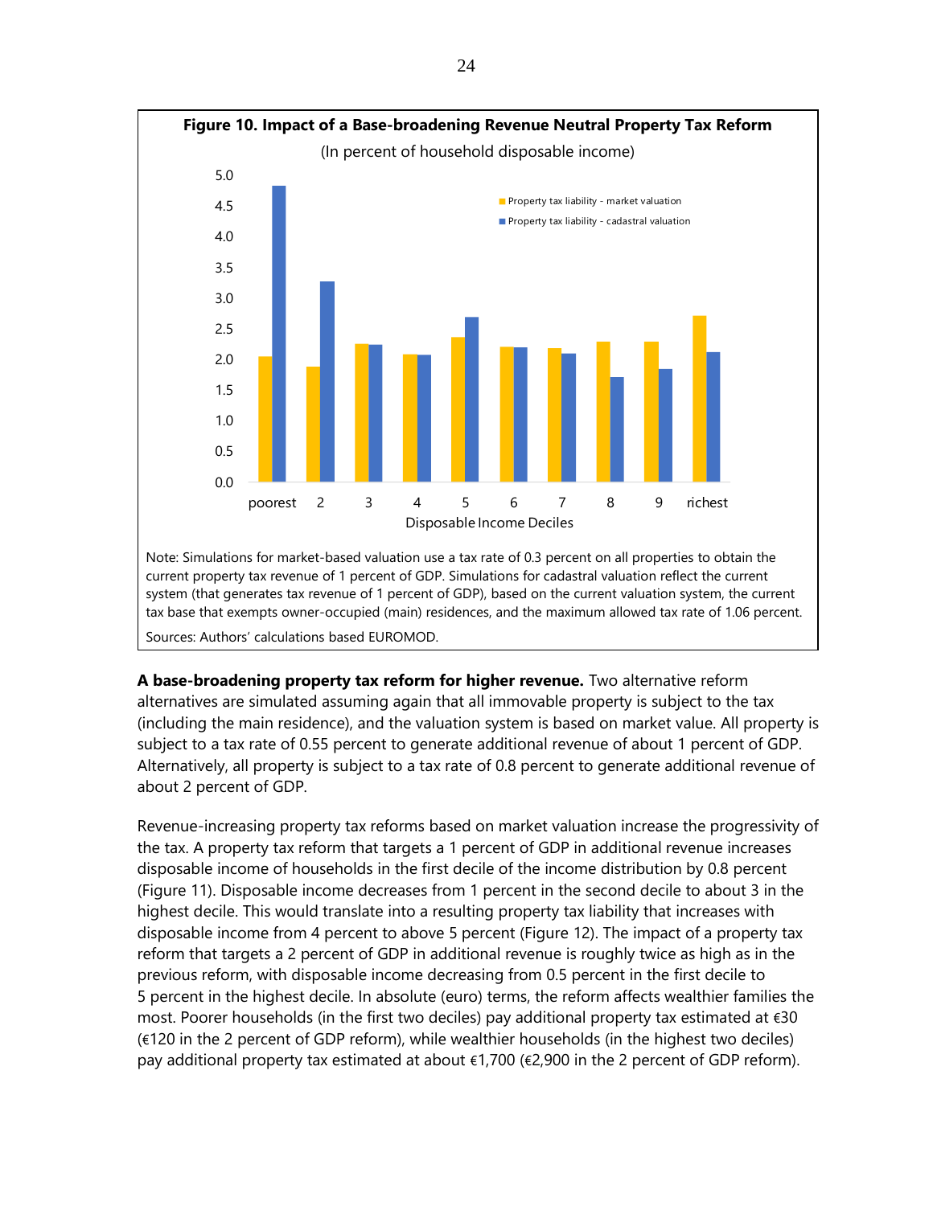**Figure 10. Impact of a Base-broadening Revenue Neutral Property Tax Reform**

(In percent of household disposable income)

Note: Simulations for market-based valuation use a tax rate of 0.3 percent on all properties to obtain the current property tax revenue of 1 percent of GDP. Simulations for cadastral valuation reflect the current system (that generates tax revenue of 1 percent of GDP), based on the current valuation system, the current tax base that exempts owner-occupied (main) residences, and the maximum allowed tax rate of 1.06 percent.

Sources: Authors' calculations based EUROMOD.

**A base-broadening property tax reform for higher revenue.** Two alternative reform alternatives are simulated assuming again that all immovable property is subject to the tax (including the main residence), and the valuation system is based on market value. All property is subject to a tax rate of 0.55 percent to generate additional revenue of about 1 percent of GDP. Alternatively, all property is subject to a tax rate of 0.8 percent to generate additional revenue of about 2 percent of GDP.

Revenue-increasing property tax reforms based on market valuation increase the progressivity of the tax. A property tax reform that targets a 1 percent of GDP in additional revenue increases disposable income of households in the first decile of the income distribution by 0.8 percent (Figure 11). Disposable income decreases from 1 percent in the second decile to about 3 in the highest decile. This would translate into a resulting property tax liability that increases with disposable income from 4 percent to above 5 percent (Figure 12). The impact of a property tax reform that targets a 2 percent of GDP in additional revenue is roughly twice as high as in the previous reform, with disposable income decreasing from 0.5 percent in the first decile to 5 percent in the highest decile. In absolute (euro) terms, the reform affects wealthier families the most. Poorer households (in the first two deciles) pay additional property tax estimated at €30 (€120 in the 2 percent of GDP reform), while wealthier households (in the highest two deciles) pay additional property tax estimated at about €1,700 (€2,900 in the 2 percent of GDP reform).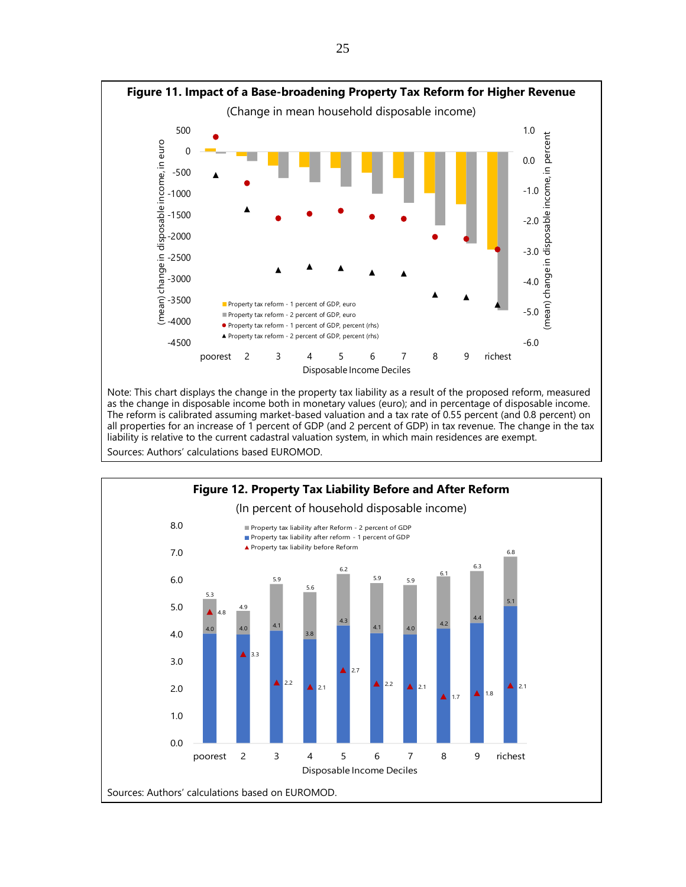**Figure 11. Impact of a Base-broadening Property Tax Reform for Higher Revenue**

(Change in mean household disposable income)

Note: This chart displays the change in the property tax liability as a result of the proposed reform, measured as the change in disposable income both in monetary values (euro); and in percentage of disposable income. The reform is calibrated assuming market-based valuation and a tax rate of 0.55 percent (and 0.8 percent) on all properties for an increase of 1 percent of GDP (and 2 percent of GDP) in tax revenue. The change in the tax liability is relative to the current cadastral valuation system, in which main residences are exempt.

Sources: Authors' calculations based EUROMOD.

**Figure 12. Property Tax Liability Before and After Reform**

(In percent of household disposable income)

| Disposable Income Deciles | Property tax liability before Reform | Property tax liability after reform - 1 percent of GDP | Property tax liability after Reform - 2 percent of GDP |
|---|---|---|---|
| poorest | 4.8 | 4.0 | 5.3 |
| 2 | 3.3 | 4.0 | 4.9 |
| 3 | 2.2 | 4.1 | 5.9 |
| 4 | 2.1 | 3.8 | 5.6 |
| 5 | 2.7 | 4.3 | 6.2 |
| 6 | 2.2 | 4.1 | 5.9 |
| 7 | 2.1 | 4.0 | 5.9 |
| 8 | 1.7 | 4.2 | 6.1 |
| 9 | 1.8 | 4.4 | 6.3 |
| richest | 2.1 | 5.1 | 6.8 |

Sources: Authors' calculations based on EUROMOD.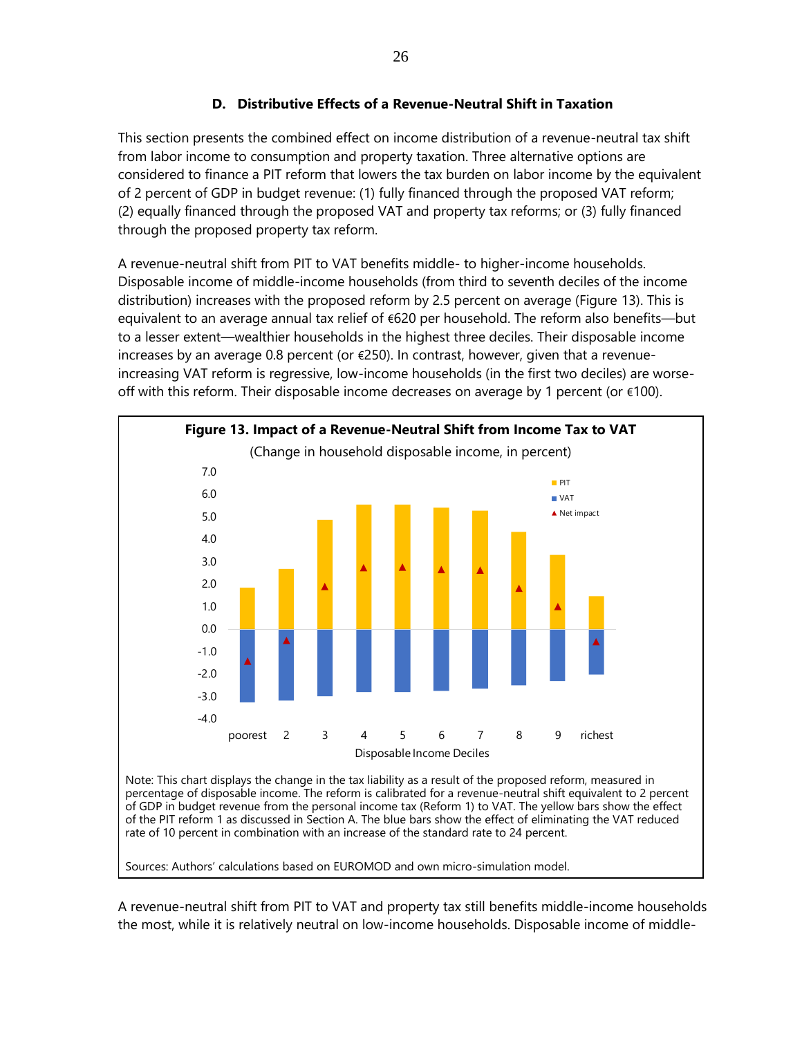### D. Distributive Effects of a Revenue-Neutral Shift in Taxation

This section presents the combined effect on income distribution of a revenue-neutral tax shift from labor income to consumption and property taxation. Three alternative options are considered to finance a PIT reform that lowers the tax burden on labor income by the equivalent of 2 percent of GDP in budget revenue: (1) fully financed through the proposed VAT reform; (2) equally financed through the proposed VAT and property tax reforms; or (3) fully financed through the proposed property tax reform.

A revenue-neutral shift from PIT to VAT benefits middle- to higher-income households. Disposable income of middle-income households (from third to seventh deciles of the income distribution) increases with the proposed reform by 2.5 percent on average (Figure 13). This is equivalent to an average annual tax relief of €620 per household. The reform also benefits—but to a lesser extent—wealthier households in the highest three deciles. Their disposable income increases by an average 0.8 percent (or €250). In contrast, however, given that a revenue-increasing VAT reform is regressive, low-income households (in the first two deciles) are worse-off with this reform. Their disposable income decreases on average by 1 percent (or €100).

**Figure 13. Impact of a Revenue-Neutral Shift from Income Tax to VAT**

(Change in household disposable income, in percent)

Note: This chart displays the change in the tax liability as a result of the proposed reform, measured in percentage of disposable income. The reform is calibrated for a revenue-neutral shift equivalent to 2 percent of GDP in budget revenue from the personal income tax (Reform 1) to VAT. The yellow bars show the effect of the PIT reform 1 as discussed in Section A. The blue bars show the effect of eliminating the VAT reduced rate of 10 percent in combination with an increase of the standard rate to 24 percent.

Sources: Authors' calculations based on EUROMOD and own micro-simulation model.

A revenue-neutral shift from PIT to VAT and property tax still benefits middle-income households the most, while it is relatively neutral on low-income households. Disposable income of middle-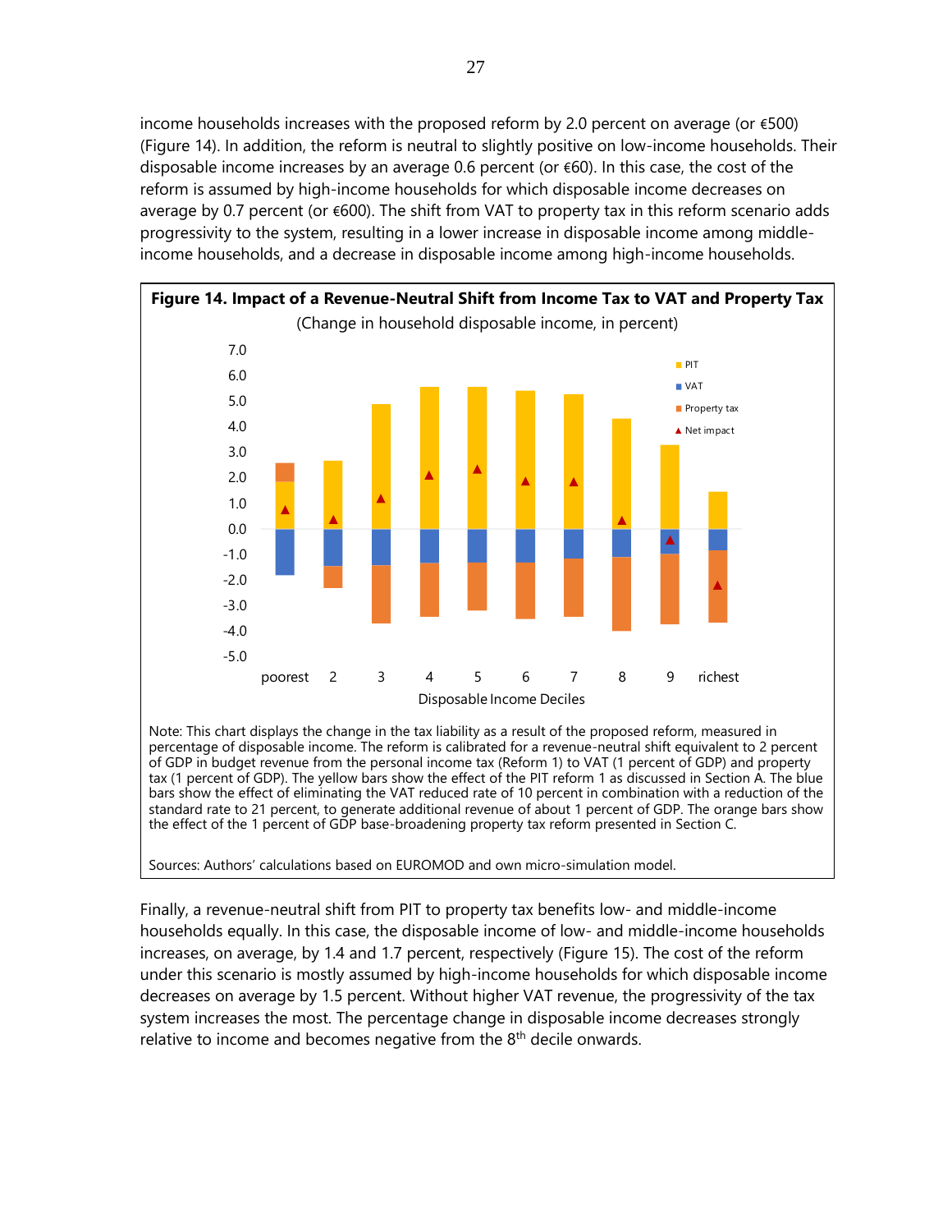income households increases with the proposed reform by 2.0 percent on average (or €500) (Figure 14). In addition, the reform is neutral to slightly positive on low-income households. Their disposable income increases by an average 0.6 percent (or €60). In this case, the cost of the reform is assumed by high-income households for which disposable income decreases on average by 0.7 percent (or €600). The shift from VAT to property tax in this reform scenario adds progressivity to the system, resulting in a lower increase in disposable income among middle-income households, and a decrease in disposable income among high-income households.

**Figure 14. Impact of a Revenue-Neutral Shift from Income Tax to VAT and Property Tax**

(Change in household disposable income, in percent)

Note: This chart displays the change in the tax liability as a result of the proposed reform, measured in percentage of disposable income. The reform is calibrated for a revenue-neutral shift equivalent to 2 percent of GDP in budget revenue from the personal income tax (Reform 1) to VAT (1 percent of GDP) and property tax (1 percent of GDP). The yellow bars show the effect of the PIT reform 1 as discussed in Section A. The blue bars show the effect of eliminating the VAT reduced rate of 10 percent in combination with a reduction of the standard rate to 21 percent, to generate additional revenue of about 1 percent of GDP. The orange bars show the effect of the 1 percent of GDP base-broadening property tax reform presented in Section C.

Sources: Authors' calculations based on EUROMOD and own micro-simulation model.

Finally, a revenue-neutral shift from PIT to property tax benefits low- and middle-income households equally. In this case, the disposable income of low- and middle-income households increases, on average, by 1.4 and 1.7 percent, respectively (Figure 15). The cost of the reform under this scenario is mostly assumed by high-income households for which disposable income decreases on average by 1.5 percent. Without higher VAT revenue, the progressivity of the tax system increases the most. The percentage change in disposable income decreases strongly relative to income and becomes negative from the 8th decile onwards.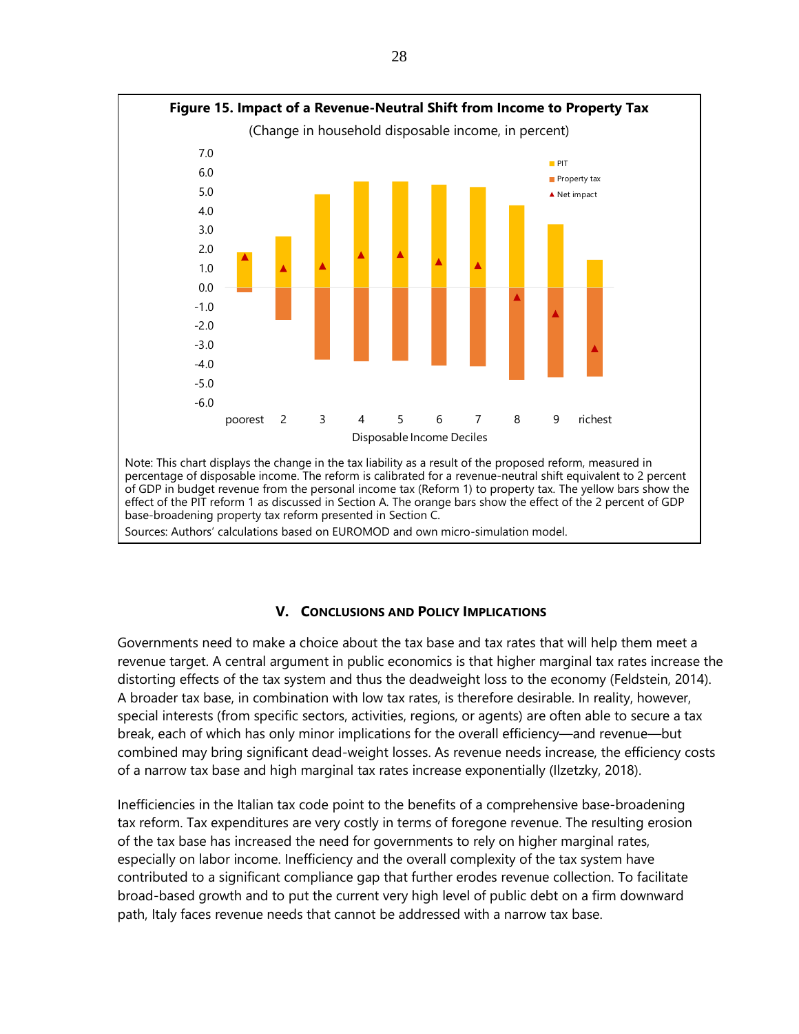**Figure 15. Impact of a Revenue-Neutral Shift from Income to Property Tax**

(Change in household disposable income, in percent)

Note: This chart displays the change in the tax liability as a result of the proposed reform, measured in percentage of disposable income. The reform is calibrated for a revenue-neutral shift equivalent to 2 percent of GDP in budget revenue from the personal income tax (Reform 1) to property tax. The yellow bars show the effect of the PIT reform 1 as discussed in Section A. The orange bars show the effect of the 2 percent of GDP base-broadening property tax reform presented in Section C.

Sources: Authors' calculations based on EUROMOD and own micro-simulation model.

## V. Conclusions and Policy Implications

Governments need to make a choice about the tax base and tax rates that will help them meet a revenue target. A central argument in public economics is that higher marginal tax rates increase the distorting effects of the tax system and thus the deadweight loss to the economy (Feldstein, 2014). A broader tax base, in combination with low tax rates, is therefore desirable. In reality, however, special interests (from specific sectors, activities, regions, or agents) are often able to secure a tax break, each of which has only minor implications for the overall efficiency—and revenue—but combined may bring significant dead-weight losses. As revenue needs increase, the efficiency costs of a narrow tax base and high marginal tax rates increase exponentially (Ilzetzky, 2018).

Inefficiencies in the Italian tax code point to the benefits of a comprehensive base-broadening tax reform. Tax expenditures are very costly in terms of foregone revenue. The resulting erosion of the tax base has increased the need for governments to rely on higher marginal rates, especially on labor income. Inefficiency and the overall complexity of the tax system have contributed to a significant compliance gap that further erodes revenue collection. To facilitate broad-based growth and to put the current very high level of public debt on a firm downward path, Italy faces revenue needs that cannot be addressed with a narrow tax base.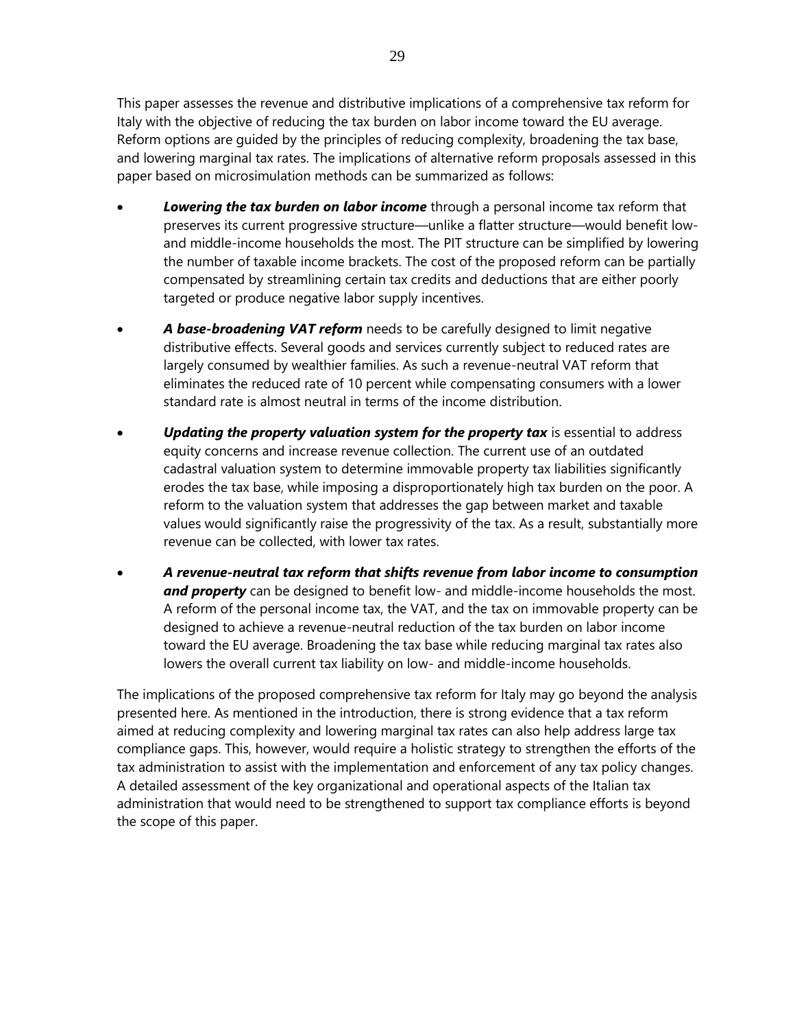This paper assesses the revenue and distributive implications of a comprehensive tax reform for Italy with the objective of reducing the tax burden on labor income toward the EU average. Reform options are guided by the principles of reducing complexity, broadening the tax base, and lowering marginal tax rates. The implications of alternative reform proposals assessed in this paper based on microsimulation methods can be summarized as follows:

- ***Lowering the tax burden on labor income*** through a personal income tax reform that preserves its current progressive structure—unlike a flatter structure—would benefit low- and middle-income households the most. The PIT structure can be simplified by lowering the number of taxable income brackets. The cost of the proposed reform can be partially compensated by streamlining certain tax credits and deductions that are either poorly targeted or produce negative labor supply incentives.

- ***A base-broadening VAT reform*** needs to be carefully designed to limit negative distributive effects. Several goods and services currently subject to reduced rates are largely consumed by wealthier families. As such a revenue-neutral VAT reform that eliminates the reduced rate of 10 percent while compensating consumers with a lower standard rate is almost neutral in terms of the income distribution.

- ***Updating the property valuation system for the property tax*** is essential to address equity concerns and increase revenue collection. The current use of an outdated cadastral valuation system to determine immovable property tax liabilities significantly erodes the tax base, while imposing a disproportionately high tax burden on the poor. A reform to the valuation system that addresses the gap between market and taxable values would significantly raise the progressivity of the tax. As a result, substantially more revenue can be collected, with lower tax rates.

- ***A revenue-neutral tax reform that shifts revenue from labor income to consumption and property*** can be designed to benefit low- and middle-income households the most. A reform of the personal income tax, the VAT, and the tax on immovable property can be designed to achieve a revenue-neutral reduction of the tax burden on labor income toward the EU average. Broadening the tax base while reducing marginal tax rates also lowers the overall current tax liability on low- and middle-income households.

The implications of the proposed comprehensive tax reform for Italy may go beyond the analysis presented here. As mentioned in the introduction, there is strong evidence that a tax reform aimed at reducing complexity and lowering marginal tax rates can also help address large tax compliance gaps. This, however, would require a holistic strategy to strengthen the efforts of the tax administration to assist with the implementation and enforcement of any tax policy changes. A detailed assessment of the key organizational and operational aspects of the Italian tax administration that would need to be strengthened to support tax compliance efforts is beyond the scope of this paper.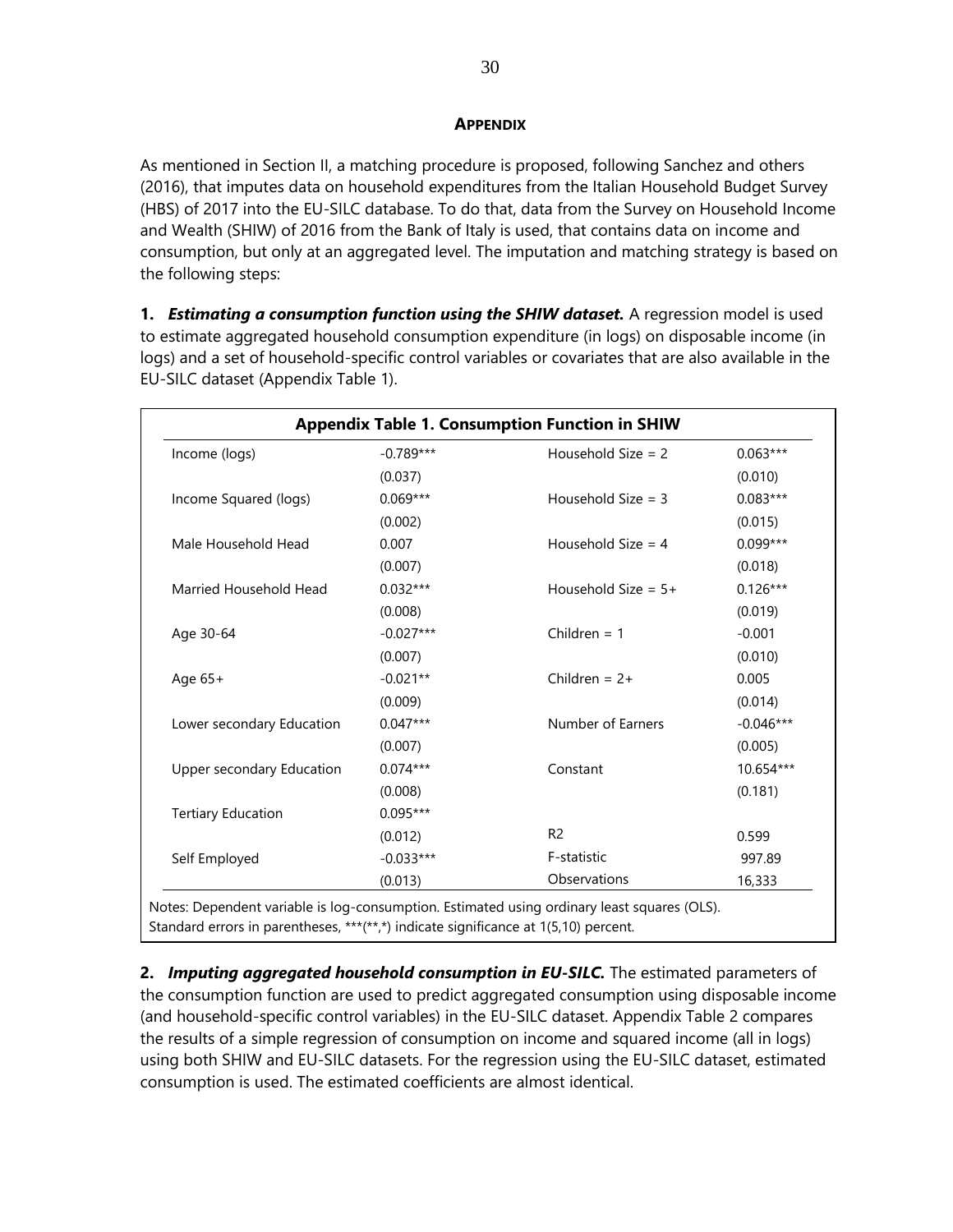## APPENDIX

As mentioned in Section II, a matching procedure is proposed, following Sanchez and others (2016), that imputes data on household expenditures from the Italian Household Budget Survey (HBS) of 2017 into the EU-SILC database. To do that, data from the Survey on Household Income and Wealth (SHIW) of 2016 from the Bank of Italy is used, that contains data on income and consumption, but only at an aggregated level. The imputation and matching strategy is based on the following steps:

**1.** ***Estimating a consumption function using the SHIW dataset.*** A regression model is used to estimate aggregated household consumption expenditure (in logs) on disposable income (in logs) and a set of household-specific control variables or covariates that are also available in the EU-SILC dataset (Appendix Table 1).

**Appendix Table 1. Consumption Function in SHIW**

| | | | |
|---|---|---|---|
| Income (logs) | -0.789*** | Household Size = 2 | 0.063*** |
| | (0.037) | | (0.010) |
| Income Squared (logs) | 0.069*** | Household Size = 3 | 0.083*** |
| | (0.002) | | (0.015) |
| Male Household Head | 0.007 | Household Size = 4 | 0.099*** |
| | (0.007) | | (0.018) |
| Married Household Head | 0.032*** | Household Size = 5+ | 0.126*** |
| | (0.008) | | (0.019) |
| Age 30-64 | -0.027*** | Children = 1 | -0.001 |
| | (0.007) | | (0.010) |
| Age 65+ | -0.021** | Children = 2+ | 0.005 |
| | (0.009) | | (0.014) |
| Lower secondary Education | 0.047*** | Number of Earners | -0.046*** |
| | (0.007) | | (0.005) |
| Upper secondary Education | 0.074*** | Constant | 10.654*** |
| | (0.008) | | (0.181) |
| Tertiary Education | 0.095*** | | |
| | (0.012) | R2 | 0.599 |
| Self Employed | -0.033*** | F-statistic | 997.89 |
| | (0.013) | Observations | 16,333 |

Notes: Dependent variable is log-consumption. Estimated using ordinary least squares (OLS). Standard errors in parentheses, ***(**,*) indicate significance at 1(5,10) percent.

**2.** ***Imputing aggregated household consumption in EU-SILC.*** The estimated parameters of the consumption function are used to predict aggregated consumption using disposable income (and household-specific control variables) in the EU-SILC dataset. Appendix Table 2 compares the results of a simple regression of consumption on income and squared income (all in logs) using both SHIW and EU-SILC datasets. For the regression using the EU-SILC dataset, estimated consumption is used. The estimated coefficients are almost identical.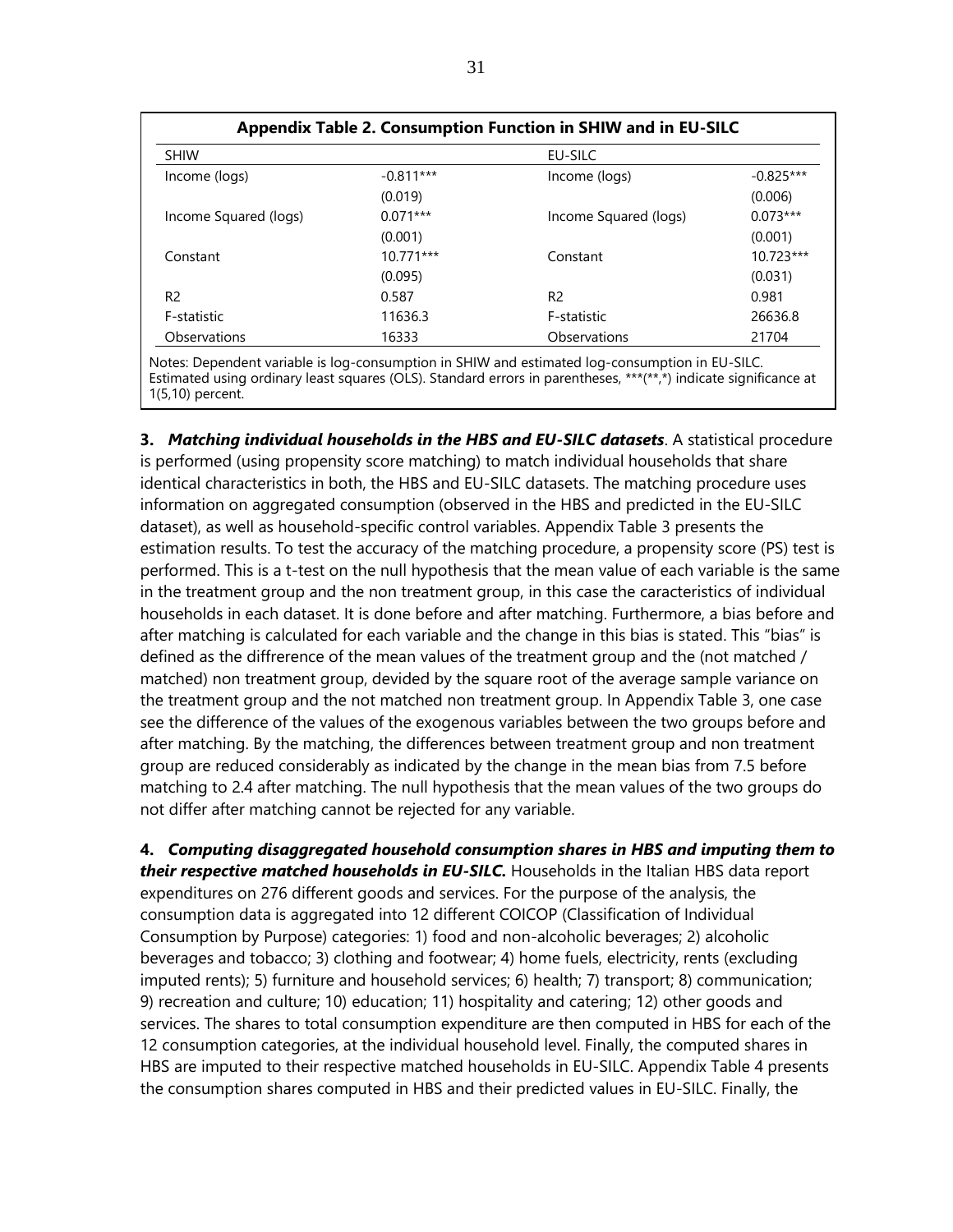**Appendix Table 2. Consumption Function in SHIW and in EU-SILC**

| SHIW | | EU-SILC | |
|---|---|---|---|
| Income (logs) | -0.811*** | Income (logs) | -0.825*** |
| | (0.019) | | (0.006) |
| Income Squared (logs) | 0.071*** | Income Squared (logs) | 0.073*** |
| | (0.001) | | (0.001) |
| Constant | 10.771*** | Constant | 10.723*** |
| | (0.095) | | (0.031) |
| R2 | 0.587 | R2 | 0.981 |
| F-statistic | 11636.3 | F-statistic | 26636.8 |
| Observations | 16333 | Observations | 21704 |

Notes: Dependent variable is log-consumption in SHIW and estimated log-consumption in EU-SILC. Estimated using ordinary least squares (OLS). Standard errors in parentheses, ***(**,*) indicate significance at 1(5,10) percent.

**3.** ***Matching individual households in the HBS and EU-SILC datasets***. A statistical procedure is performed (using propensity score matching) to match individual households that share identical characteristics in both, the HBS and EU-SILC datasets. The matching procedure uses information on aggregated consumption (observed in the HBS and predicted in the EU-SILC dataset), as well as household-specific control variables. Appendix Table 3 presents the estimation results. To test the accuracy of the matching procedure, a propensity score (PS) test is performed. This is a t-test on the null hypothesis that the mean value of each variable is the same in the treatment group and the non treatment group, in this case the caracteristics of individual households in each dataset. It is done before and after matching. Furthermore, a bias before and after matching is calculated for each variable and the change in this bias is stated. This "bias" is defined as the diffrerence of the mean values of the treatment group and the (not matched / matched) non treatment group, devided by the square root of the average sample variance on the treatment group and the not matched non treatment group. In Appendix Table 3, one case see the difference of the values of the exogenous variables between the two groups before and after matching. By the matching, the differences between treatment group and non treatment group are reduced considerably as indicated by the change in the mean bias from 7.5 before matching to 2.4 after matching. The null hypothesis that the mean values of the two groups do not differ after matching cannot be rejected for any variable.

**4.** ***Computing disaggregated household consumption shares in HBS and imputing them to their respective matched households in EU-SILC.*** Households in the Italian HBS data report expenditures on 276 different goods and services. For the purpose of the analysis, the consumption data is aggregated into 12 different COICOP (Classification of Individual Consumption by Purpose) categories: 1) food and non-alcoholic beverages; 2) alcoholic beverages and tobacco; 3) clothing and footwear; 4) home fuels, electricity, rents (excluding imputed rents); 5) furniture and household services; 6) health; 7) transport; 8) communication; 9) recreation and culture; 10) education; 11) hospitality and catering; 12) other goods and services. The shares to total consumption expenditure are then computed in HBS for each of the 12 consumption categories, at the individual household level. Finally, the computed shares in HBS are imputed to their respective matched households in EU-SILC. Appendix Table 4 presents the consumption shares computed in HBS and their predicted values in EU-SILC. Finally, the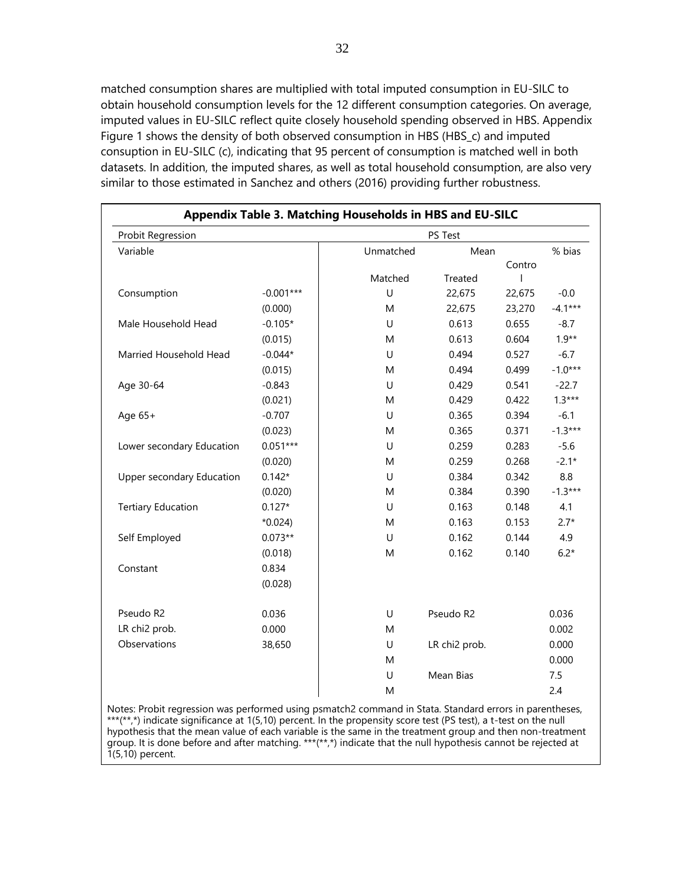matched consumption shares are multiplied with total imputed consumption in EU-SILC to obtain household consumption levels for the 12 different consumption categories. On average, imputed values in EU-SILC reflect quite closely household spending observed in HBS. Appendix Figure 1 shows the density of both observed consumption in HBS (HBS_c) and imputed consuption in EU-SILC (c), indicating that 95 percent of consumption is matched well in both datasets. In addition, the imputed shares, as well as total household consumption, are also very similar to those estimated in Sanchez and others (2016) providing further robustness.

**Appendix Table 3. Matching Households in HBS and EU-SILC**

| Probit Regression | | PS Test | | | |
|---|---|---|---|---|---|
| Variable | | Unmatched | Mean | | % bias |
| | | Matched | Treated | Control | |
| Consumption | -0.001*** | U | 22,675 | 22,675 | -0.0 |
| | (0.000) | M | 22,675 | 23,270 | -4.1*** |
| Male Household Head | -0.105* | U | 0.613 | 0.655 | -8.7 |
| | (0.015) | M | 0.613 | 0.604 | 1.9** |
| Married Household Head | -0.044* | U | 0.494 | 0.527 | -6.7 |
| | (0.015) | M | 0.494 | 0.499 | -1.0*** |
| Age 30-64 | -0.843 | U | 0.429 | 0.541 | -22.7 |
| | (0.021) | M | 0.429 | 0.422 | 1.3*** |
| Age 65+ | -0.707 | U | 0.365 | 0.394 | -6.1 |
| | (0.023) | M | 0.365 | 0.371 | -1.3*** |
| Lower secondary Education | 0.051*** | U | 0.259 | 0.283 | -5.6 |
| | (0.020) | M | 0.259 | 0.268 | -2.1* |
| Upper secondary Education | 0.142* | U | 0.384 | 0.342 | 8.8 |
| | (0.020) | M | 0.384 | 0.390 | -1.3*** |
| Tertiary Education | 0.127* | U | 0.163 | 0.148 | 4.1 |
| | *0.024) | M | 0.163 | 0.153 | 2.7* |
| Self Employed | 0.073** | U | 0.162 | 0.144 | 4.9 |
| | (0.018) | M | 0.162 | 0.140 | 6.2* |
| Constant | 0.834 | | | | |
| | (0.028) | | | | |
| Pseudo R2 | 0.036 | U | Pseudo R2 | | 0.036 |
| LR chi2 prob. | 0.000 | M | | | 0.002 |
| Observations | 38,650 | U | LR chi2 prob. | | 0.000 |
| | | M | | | 0.000 |
| | | U | Mean Bias | | 7.5 |
| | | M | | | 2.4 |

Notes: Probit regression was performed using psmatch2 command in Stata. Standard errors in parentheses, ***(**,*) indicate significance at 1(5,10) percent. In the propensity score test (PS test), a t-test on the null hypothesis that the mean value of each variable is the same in the treatment group and then non-treatment group. It is done before and after matching. ***(**,*) indicate that the null hypothesis cannot be rejected at 1(5,10) percent.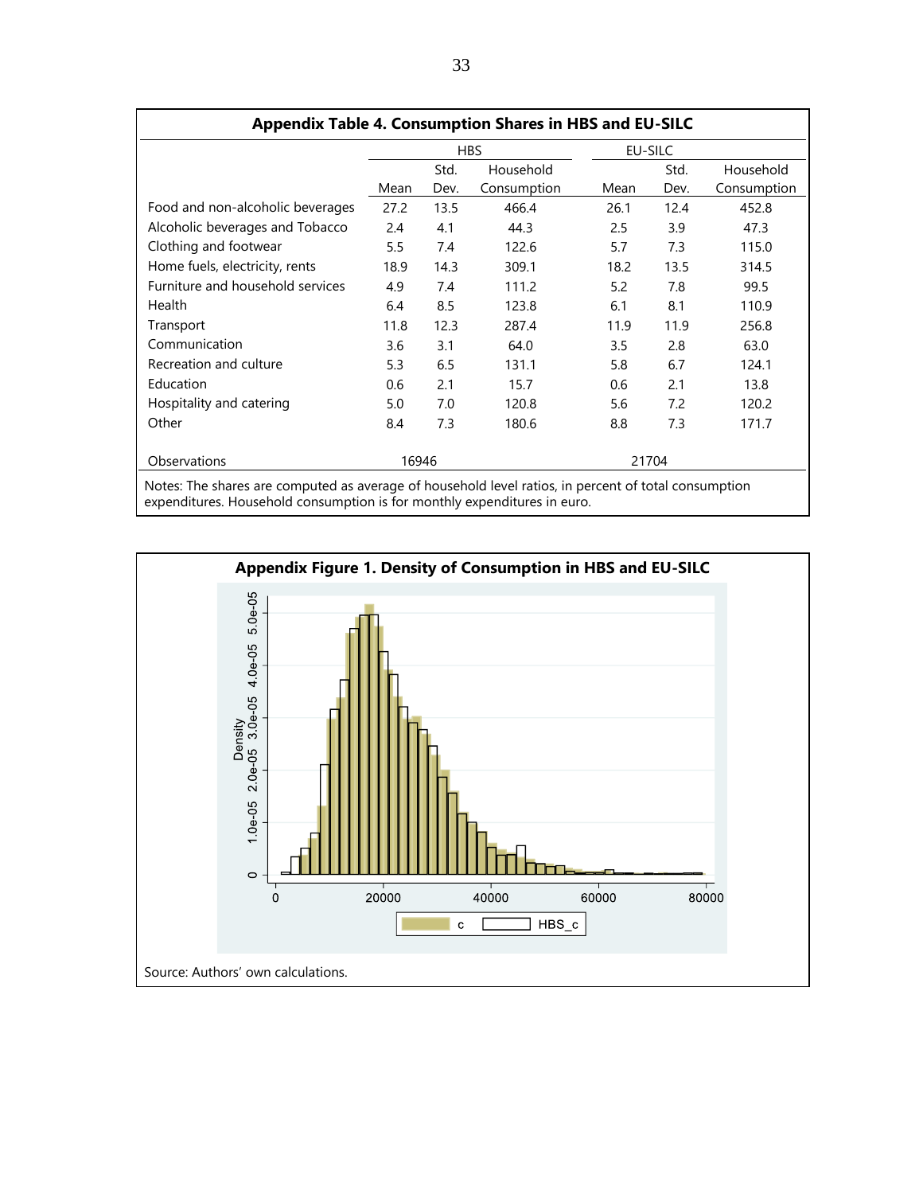**Appendix Table 4. Consumption Shares in HBS and EU-SILC**

| | HBS | | | EU-SILC | | |
|---|---|---|---|---|---|---|
| | Mean | Std. Dev. | Household Consumption | Mean | Std. Dev. | Household Consumption |
| Food and non-alcoholic beverages | 27.2 | 13.5 | 466.4 | 26.1 | 12.4 | 452.8 |
| Alcoholic beverages and Tobacco | 2.4 | 4.1 | 44.3 | 2.5 | 3.9 | 47.3 |
| Clothing and footwear | 5.5 | 7.4 | 122.6 | 5.7 | 7.3 | 115.0 |
| Home fuels, electricity, rents | 18.9 | 14.3 | 309.1 | 18.2 | 13.5 | 314.5 |
| Furniture and household services | 4.9 | 7.4 | 111.2 | 5.2 | 7.8 | 99.5 |
| Health | 6.4 | 8.5 | 123.8 | 6.1 | 8.1 | 110.9 |
| Transport | 11.8 | 12.3 | 287.4 | 11.9 | 11.9 | 256.8 |
| Communication | 3.6 | 3.1 | 64.0 | 3.5 | 2.8 | 63.0 |
| Recreation and culture | 5.3 | 6.5 | 131.1 | 5.8 | 6.7 | 124.1 |
| Education | 0.6 | 2.1 | 15.7 | 0.6 | 2.1 | 13.8 |
| Hospitality and catering | 5.0 | 7.0 | 120.8 | 5.6 | 7.2 | 120.2 |
| Other | 8.4 | 7.3 | 180.6 | 8.8 | 7.3 | 171.7 |
| Observations | 16946 | | | 21704 | | |

Notes: The shares are computed as average of household level ratios, in percent of total consumption expenditures. Household consumption is for monthly expenditures in euro.

**Appendix Figure 1. Density of Consumption in HBS and EU-SILC**

Source: Authors' own calculations.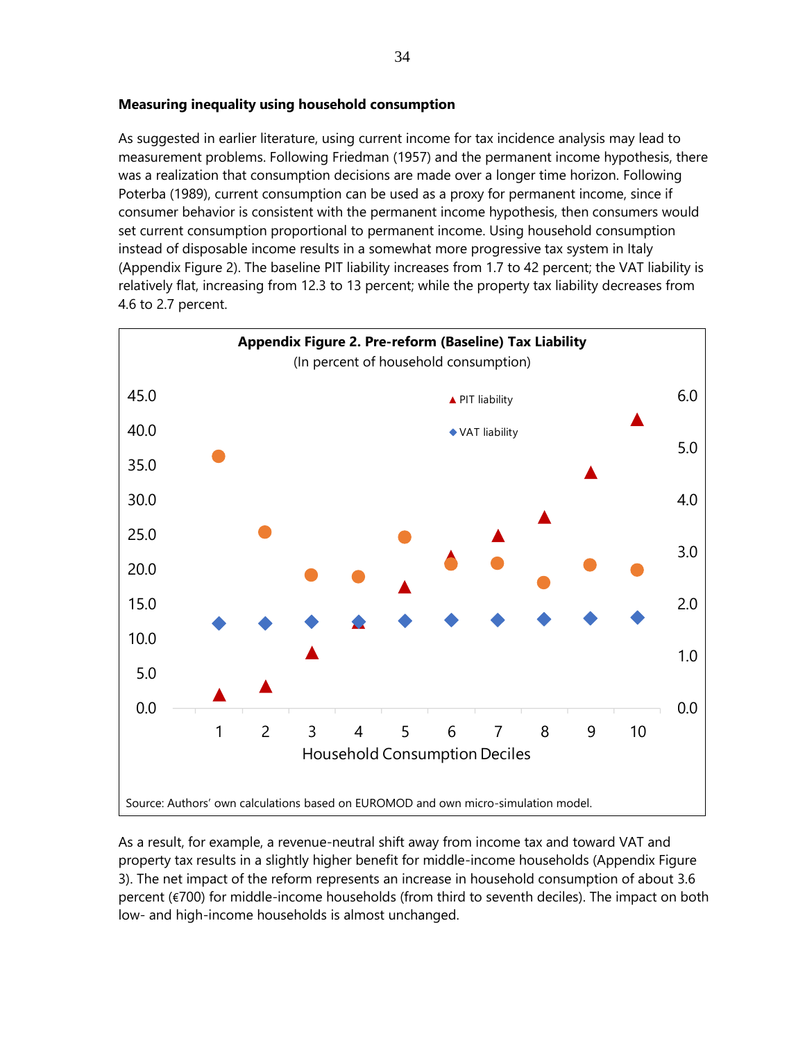**Measuring inequality using household consumption**

As suggested in earlier literature, using current income for tax incidence analysis may lead to measurement problems. Following Friedman (1957) and the permanent income hypothesis, there was a realization that consumption decisions are made over a longer time horizon. Following Poterba (1989), current consumption can be used as a proxy for permanent income, since if consumer behavior is consistent with the permanent income hypothesis, then consumers would set current consumption proportional to permanent income. Using household consumption instead of disposable income results in a somewhat more progressive tax system in Italy (Appendix Figure 2). The baseline PIT liability increases from 1.7 to 42 percent; the VAT liability is relatively flat, increasing from 12.3 to 13 percent; while the property tax liability decreases from 4.6 to 2.7 percent.

**Appendix Figure 2. Pre-reform (Baseline) Tax Liability**

(In percent of household consumption)

Source: Authors' own calculations based on EUROMOD and own micro-simulation model.

As a result, for example, a revenue-neutral shift away from income tax and toward VAT and property tax results in a slightly higher benefit for middle-income households (Appendix Figure 3). The net impact of the reform represents an increase in household consumption of about 3.6 percent (€700) for middle-income households (from third to seventh deciles). The impact on both low- and high-income households is almost unchanged.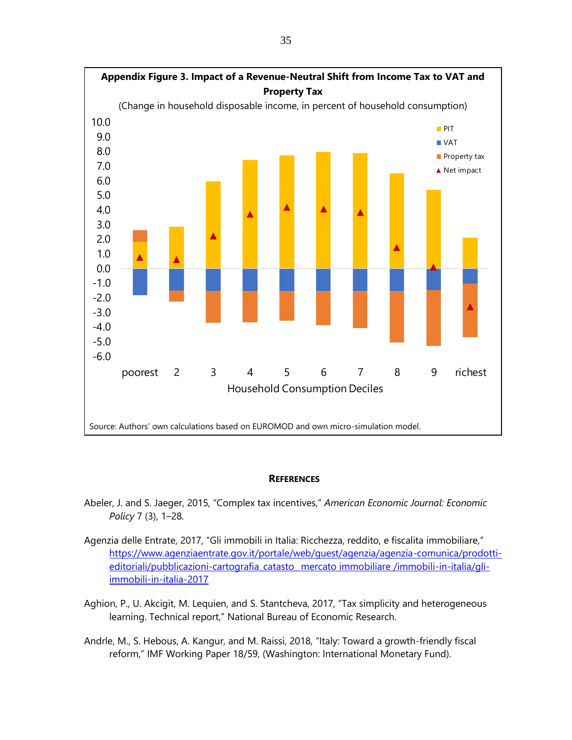**Appendix Figure 3. Impact of a Revenue-Neutral Shift from Income Tax to VAT and Property Tax**

(Change in household disposable income, in percent of household consumption)

Source: Authors' own calculations based on EUROMOD and own micro-simulation model.

## REFERENCES

Abeler, J. and S. Jaeger, 2015, "Complex tax incentives," *American Economic Journal: Economic Policy* 7 (3), 1–28.

Agenzia delle Entrate, 2017, "Gli immobili in Italia: Ricchezza, reddito, e fiscalita immobiliare," https://www.agenziaentrate.gov.it/portale/web/guest/agenzia/agenzia-comunica/prodotti-editoriali/pubblicazioni-cartografia_catasto_ mercato immobiliare /immobili-in-italia/gli-immobili-in-italia-2017

Aghion, P., U. Akcigit, M. Lequien, and S. Stantcheva, 2017, "Tax simplicity and heterogeneous learning. Technical report," National Bureau of Economic Research.

Andrle, M., S. Hebous, A. Kangur, and M. Raissi, 2018, "Italy: Toward a growth-friendly fiscal reform," IMF Working Paper 18/59, (Washington: International Monetary Fund).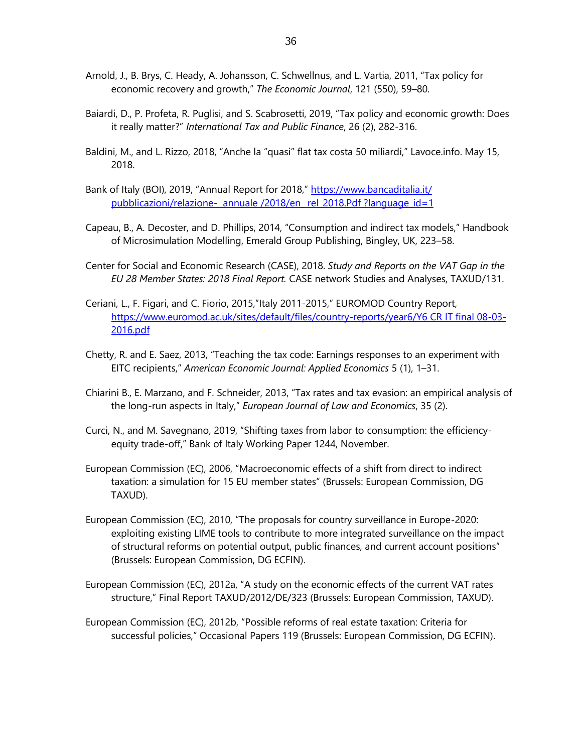Arnold, J., B. Brys, C. Heady, A. Johansson, C. Schwellnus, and L. Vartia, 2011, “Tax policy for economic recovery and growth,” *The Economic Journal*, 121 (550), 59–80.

Baiardi, D., P. Profeta, R. Puglisi, and S. Scabrosetti, 2019, “Tax policy and economic growth: Does it really matter?” *International Tax and Public Finance*, 26 (2), 282-316.

Baldini, M., and L. Rizzo, 2018, “Anche la “quasi” flat tax costa 50 miliardi,” Lavoce.info. May 15, 2018.

Bank of Italy (BOI), 2019, “Annual Report for 2018,” https://www.bancaditalia.it/pubblicazioni/relazione- annuale /2018/en rel 2018.Pdf ?language id=1

Capeau, B., A. Decoster, and D. Phillips, 2014, “Consumption and indirect tax models,” Handbook of Microsimulation Modelling, Emerald Group Publishing, Bingley, UK, 223–58.

Center for Social and Economic Research (CASE), 2018. *Study and Reports on the VAT Gap in the EU 28 Member States: 2018 Final Report*. CASE network Studies and Analyses, TAXUD/131.

Ceriani, L., F. Figari, and C. Fiorio, 2015,”Italy 2011-2015,” EUROMOD Country Report, https://www.euromod.ac.uk/sites/default/files/country-reports/year6/Y6 CR IT final 08-03-2016.pdf

Chetty, R. and E. Saez, 2013, “Teaching the tax code: Earnings responses to an experiment with EITC recipients,” *American Economic Journal: Applied Economics* 5 (1), 1–31.

Chiarini B., E. Marzano, and F. Schneider, 2013, “Tax rates and tax evasion: an empirical analysis of the long-run aspects in Italy,” *European Journal of Law and Economics*, 35 (2).

Curci, N., and M. Savegnano, 2019, “Shifting taxes from labor to consumption: the efficiency-equity trade-off,” Bank of Italy Working Paper 1244, November.

European Commission (EC), 2006, “Macroeconomic effects of a shift from direct to indirect taxation: a simulation for 15 EU member states” (Brussels: European Commission, DG TAXUD).

European Commission (EC), 2010, “The proposals for country surveillance in Europe-2020: exploiting existing LIME tools to contribute to more integrated surveillance on the impact of structural reforms on potential output, public finances, and current account positions” (Brussels: European Commission, DG ECFIN).

European Commission (EC), 2012a, “A study on the economic effects of the current VAT rates structure,” Final Report TAXUD/2012/DE/323 (Brussels: European Commission, TAXUD).

European Commission (EC), 2012b, “Possible reforms of real estate taxation: Criteria for successful policies,” Occasional Papers 119 (Brussels: European Commission, DG ECFIN).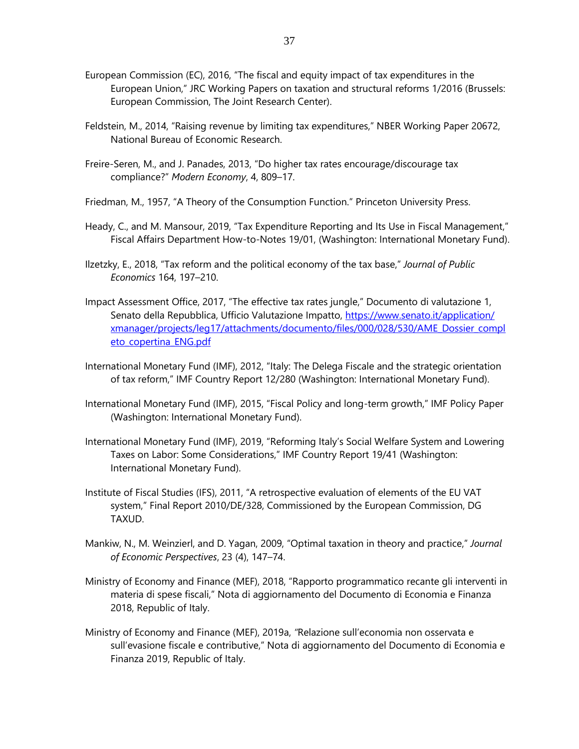European Commission (EC), 2016, "The fiscal and equity impact of tax expenditures in the European Union," JRC Working Papers on taxation and structural reforms 1/2016 (Brussels: European Commission, The Joint Research Center).

Feldstein, M., 2014, "Raising revenue by limiting tax expenditures," NBER Working Paper 20672, National Bureau of Economic Research.

Freire-Seren, M., and J. Panades, 2013, "Do higher tax rates encourage/discourage tax compliance?" *Modern Economy*, 4, 809–17.

Friedman, M., 1957, "A Theory of the Consumption Function." Princeton University Press.

Heady, C., and M. Mansour, 2019, "Tax Expenditure Reporting and Its Use in Fiscal Management," Fiscal Affairs Department How-to-Notes 19/01, (Washington: International Monetary Fund).

Ilzetzky, E., 2018, "Tax reform and the political economy of the tax base," *Journal of Public Economics* 164, 197–210.

Impact Assessment Office, 2017, "The effective tax rates jungle," Documento di valutazione 1, Senato della Repubblica, Ufficio Valutazione Impatto, https://www.senato.it/application/xmanager/projects/leg17/attachments/documento/files/000/028/530/AME_Dossier_completo_copertina_ENG.pdf

International Monetary Fund (IMF), 2012, "Italy: The Delega Fiscale and the strategic orientation of tax reform," IMF Country Report 12/280 (Washington: International Monetary Fund).

International Monetary Fund (IMF), 2015, "Fiscal Policy and long-term growth," IMF Policy Paper (Washington: International Monetary Fund).

International Monetary Fund (IMF), 2019, "Reforming Italy's Social Welfare System and Lowering Taxes on Labor: Some Considerations," IMF Country Report 19/41 (Washington: International Monetary Fund).

Institute of Fiscal Studies (IFS), 2011, "A retrospective evaluation of elements of the EU VAT system," Final Report 2010/DE/328, Commissioned by the European Commission, DG TAXUD.

Mankiw, N., M. Weinzierl, and D. Yagan, 2009, "Optimal taxation in theory and practice," *Journal of Economic Perspectives*, 23 (4), 147–74.

Ministry of Economy and Finance (MEF), 2018, "Rapporto programmatico recante gli interventi in materia di spese fiscali," Nota di aggiornamento del Documento di Economia e Finanza 2018, Republic of Italy.

Ministry of Economy and Finance (MEF), 2019a, "Relazione sull'economia non osservata e sull'evasione fiscale e contributive," Nota di aggiornamento del Documento di Economia e Finanza 2019, Republic of Italy.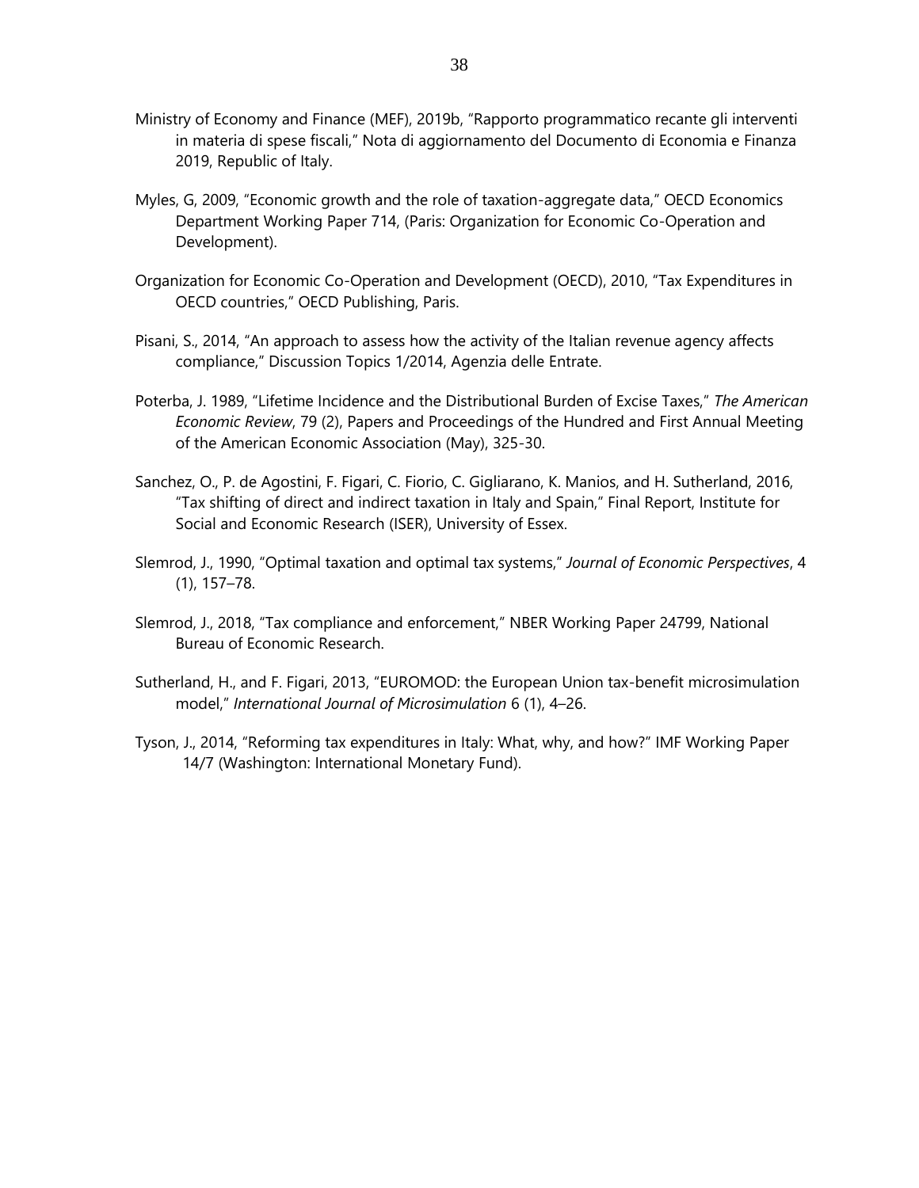Ministry of Economy and Finance (MEF), 2019b, "Rapporto programmatico recante gli interventi in materia di spese fiscali," Nota di aggiornamento del Documento di Economia e Finanza 2019, Republic of Italy.

Myles, G, 2009, "Economic growth and the role of taxation-aggregate data," OECD Economics Department Working Paper 714, (Paris: Organization for Economic Co-Operation and Development).

Organization for Economic Co-Operation and Development (OECD), 2010, "Tax Expenditures in OECD countries," OECD Publishing, Paris.

Pisani, S., 2014, "An approach to assess how the activity of the Italian revenue agency affects compliance," Discussion Topics 1/2014, Agenzia delle Entrate.

Poterba, J. 1989, "Lifetime Incidence and the Distributional Burden of Excise Taxes," *The American Economic Review*, 79 (2), Papers and Proceedings of the Hundred and First Annual Meeting of the American Economic Association (May), 325-30.

Sanchez, O., P. de Agostini, F. Figari, C. Fiorio, C. Gigliarano, K. Manios, and H. Sutherland, 2016, "Tax shifting of direct and indirect taxation in Italy and Spain," Final Report, Institute for Social and Economic Research (ISER), University of Essex.

Slemrod, J., 1990, "Optimal taxation and optimal tax systems," *Journal of Economic Perspectives*, 4 (1), 157–78.

Slemrod, J., 2018, "Tax compliance and enforcement," NBER Working Paper 24799, National Bureau of Economic Research.

Sutherland, H., and F. Figari, 2013, "EUROMOD: the European Union tax-benefit microsimulation model," *International Journal of Microsimulation* 6 (1), 4–26.

Tyson, J., 2014, "Reforming tax expenditures in Italy: What, why, and how?" IMF Working Paper 14/7 (Washington: International Monetary Fund).